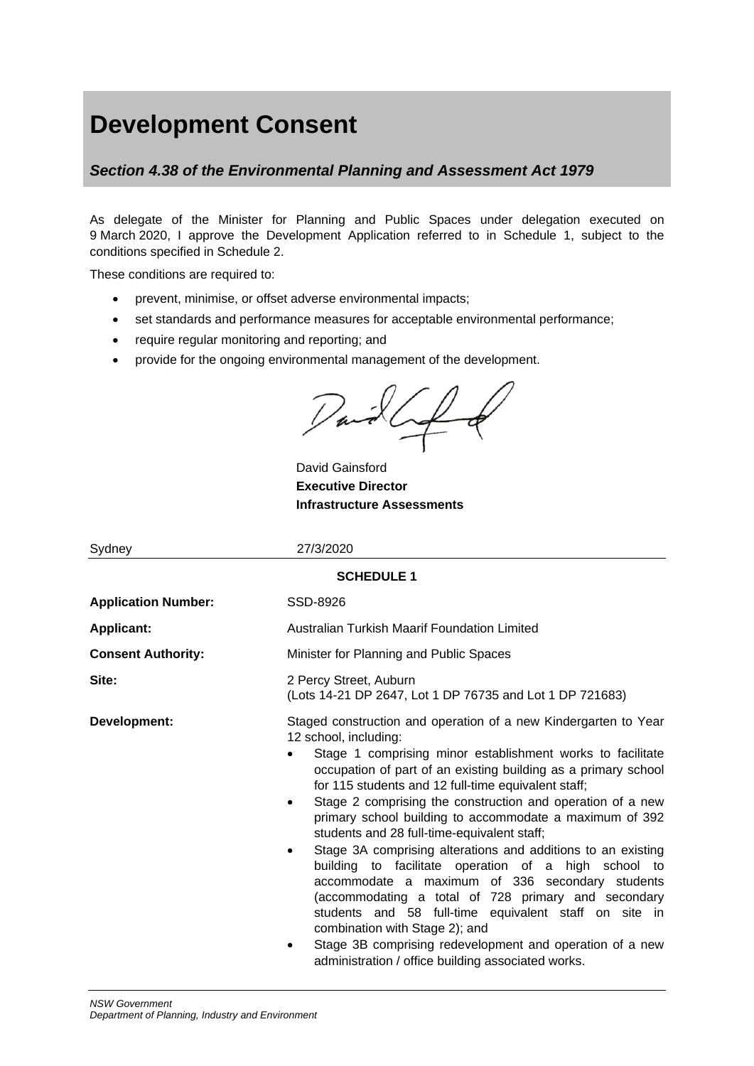# Development Consent

## *Section 4.38 of the Environmental Planning and Assessment Act 1979*

As delegate of the Minister for Planning and Public Spaces under delegation executed on 9 March 2020, I approve the Development Application referred to in Schedule 1, subject to the conditions specified in Schedule 2.

These conditions are required to:

- prevent, minimise, or offset adverse environmental impacts;
- set standards and performance measures for acceptable environmental performance;
- require regular monitoring and reporting; and
- provide for the ongoing environmental management of the development.

David Gainsford
**Executive Director**
**Infrastructure Assessments**

Sydney 27/3/2020

**SCHEDULE 1**

| | |
|---|---|
| **Application Number:** | SSD-8926 |
| **Applicant:** | Australian Turkish Maarif Foundation Limited |
| **Consent Authority:** | Minister for Planning and Public Spaces |
| **Site:** | 2 Percy Street, Auburn (Lots 14-21 DP 2647, Lot 1 DP 76735 and Lot 1 DP 721683) |
| **Development:** | Staged construction and operation of a new Kindergarten to Year 12 school, including: • Stage 1 comprising minor establishment works to facilitate occupation of part of an existing building as a primary school for 115 students and 12 full-time equivalent staff; • Stage 2 comprising the construction and operation of a new primary school building to accommodate a maximum of 392 students and 28 full-time-equivalent staff; • Stage 3A comprising alterations and additions to an existing building to facilitate operation of a high school to accommodate a maximum of 336 secondary students (accommodating a total of 728 primary and secondary students and 58 full-time equivalent staff on site in combination with Stage 2); and • Stage 3B comprising redevelopment and operation of a new administration / office building associated works. |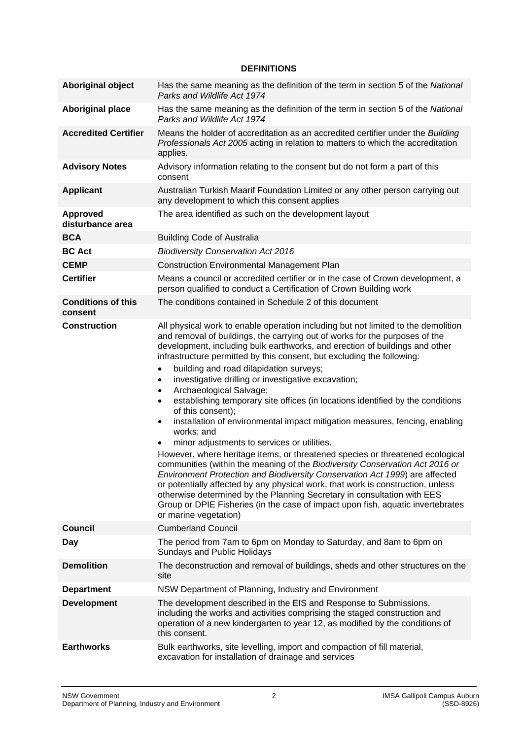**DEFINITIONS**

| | |
|---|---|
| **Aboriginal object** | Has the same meaning as the definition of the term in section 5 of the *National Parks and Wildlife Act 1974* |
| **Aboriginal place** | Has the same meaning as the definition of the term in section 5 of the *National Parks and Wildlife Act 1974* |
| **Accredited Certifier** | Means the holder of accreditation as an accredited certifier under the *Building Professionals Act 2005* acting in relation to matters to which the accreditation applies. |
| **Advisory Notes** | Advisory information relating to the consent but do not form a part of this consent |
| **Applicant** | Australian Turkish Maarif Foundation Limited or any other person carrying out any development to which this consent applies |
| **Approved disturbance area** | The area identified as such on the development layout |
| **BCA** | Building Code of Australia |
| **BC Act** | *Biodiversity Conservation Act 2016* |
| **CEMP** | Construction Environmental Management Plan |
| **Certifier** | Means a council or accredited certifier or in the case of Crown development, a person qualified to conduct a Certification of Crown Building work |
| **Conditions of this consent** | The conditions contained in Schedule 2 of this document |
| **Construction** | All physical work to enable operation including but not limited to the demolition and removal of buildings, the carrying out of works for the purposes of the development, including bulk earthworks, and erection of buildings and other infrastructure permitted by this consent, but excluding the following:<br>• building and road dilapidation surveys;<br>• investigative drilling or investigative excavation;<br>• Archaeological Salvage;<br>• establishing temporary site offices (in locations identified by the conditions of this consent);<br>• installation of environmental impact mitigation measures, fencing, enabling works; and<br>• minor adjustments to services or utilities.<br>However, where heritage items, or threatened species or threatened ecological communities (within the meaning of the *Biodiversity Conservation Act 2016 or Environment Protection and Biodiversity Conservation Act 1999*) are affected or potentially affected by any physical work, that work is construction, unless otherwise determined by the Planning Secretary in consultation with EES Group or DPIE Fisheries (in the case of impact upon fish, aquatic invertebrates or marine vegetation) |
| **Council** | Cumberland Council |
| **Day** | The period from 7am to 6pm on Monday to Saturday, and 8am to 6pm on Sundays and Public Holidays |
| **Demolition** | The deconstruction and removal of buildings, sheds and other structures on the site |
| **Department** | NSW Department of Planning, Industry and Environment |
| **Development** | The development described in the EIS and Response to Submissions, including the works and activities comprising the staged construction and operation of a new kindergarten to year 12, as modified by the conditions of this consent. |
| **Earthworks** | Bulk earthworks, site levelling, import and compaction of fill material, excavation for installation of drainage and services |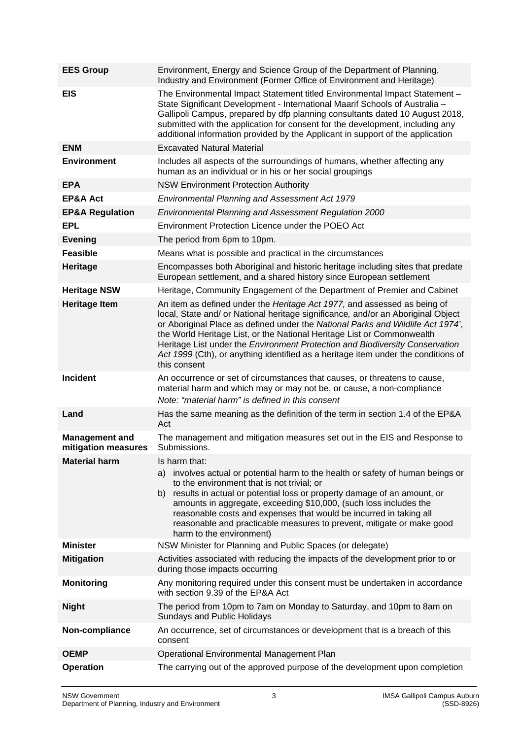| | |
|---|---|
| **EES Group** | Environment, Energy and Science Group of the Department of Planning, Industry and Environment (Former Office of Environment and Heritage) |
| **EIS** | The Environmental Impact Statement titled Environmental Impact Statement – State Significant Development - International Maarif Schools of Australia – Gallipoli Campus, prepared by dfp planning consultants dated 10 August 2018, submitted with the application for consent for the development, including any additional information provided by the Applicant in support of the application |
| **ENM** | Excavated Natural Material |
| **Environment** | Includes all aspects of the surroundings of humans, whether affecting any human as an individual or in his or her social groupings |
| **EPA** | NSW Environment Protection Authority |
| **EP&A Act** | *Environmental Planning and Assessment Act 1979* |
| **EP&A Regulation** | *Environmental Planning and Assessment Regulation 2000* |
| **EPL** | Environment Protection Licence under the POEO Act |
| **Evening** | The period from 6pm to 10pm. |
| **Feasible** | Means what is possible and practical in the circumstances |
| **Heritage** | Encompasses both Aboriginal and historic heritage including sites that predate European settlement, and a shared history since European settlement |
| **Heritage NSW** | Heritage, Community Engagement of the Department of Premier and Cabinet |
| **Heritage Item** | An item as defined under the *Heritage Act 1977,* and assessed as being of local, State and/ or National heritage significance*,* and/or an Aboriginal Object or Aboriginal Place as defined under the *National Parks and Wildlife Act 1974'*, the World Heritage List, or the National Heritage List or Commonwealth Heritage List under the *Environment Protection and Biodiversity Conservation Act 1999* (Cth), or anything identified as a heritage item under the conditions of this consent |
| **Incident** | An occurrence or set of circumstances that causes, or threatens to cause, material harm and which may or may not be, or cause, a non-compliance<br>*Note: "material harm" is defined in this consent* |
| **Land** | Has the same meaning as the definition of the term in section 1.4 of the EP&A Act |
| **Management and mitigation measures** | The management and mitigation measures set out in the EIS and Response to Submissions. |
| **Material harm** | Is harm that:<br>a) involves actual or potential harm to the health or safety of human beings or to the environment that is not trivial; or<br>b) results in actual or potential loss or property damage of an amount, or amounts in aggregate, exceeding $10,000, (such loss includes the reasonable costs and expenses that would be incurred in taking all reasonable and practicable measures to prevent, mitigate or make good harm to the environment) |
| **Minister** | NSW Minister for Planning and Public Spaces (or delegate) |
| **Mitigation** | Activities associated with reducing the impacts of the development prior to or during those impacts occurring |
| **Monitoring** | Any monitoring required under this consent must be undertaken in accordance with section 9.39 of the EP&A Act |
| **Night** | The period from 10pm to 7am on Monday to Saturday, and 10pm to 8am on Sundays and Public Holidays |
| **Non-compliance** | An occurrence, set of circumstances or development that is a breach of this consent |
| **OEMP** | Operational Environmental Management Plan |
| **Operation** | The carrying out of the approved purpose of the development upon completion |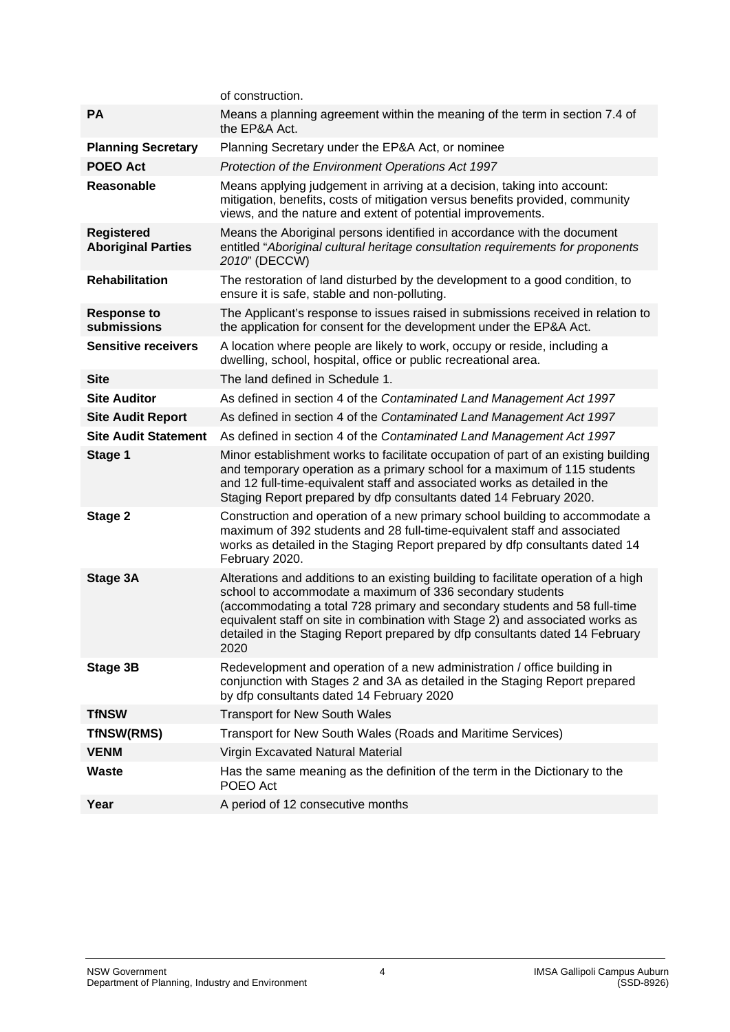| | |
|---|---|
| | of construction. |
| **PA** | Means a planning agreement within the meaning of the term in section 7.4 of the EP&A Act. |
| **Planning Secretary** | Planning Secretary under the EP&A Act, or nominee |
| **POEO Act** | *Protection of the Environment Operations Act 1997* |
| **Reasonable** | Means applying judgement in arriving at a decision, taking into account: mitigation, benefits, costs of mitigation versus benefits provided, community views, and the nature and extent of potential improvements. |
| **Registered Aboriginal Parties** | Means the Aboriginal persons identified in accordance with the document entitled "*Aboriginal cultural heritage consultation requirements for proponents 2010*" (DECCW) |
| **Rehabilitation** | The restoration of land disturbed by the development to a good condition, to ensure it is safe, stable and non-polluting. |
| **Response to submissions** | The Applicant's response to issues raised in submissions received in relation to the application for consent for the development under the EP&A Act. |
| **Sensitive receivers** | A location where people are likely to work, occupy or reside, including a dwelling, school, hospital, office or public recreational area. |
| **Site** | The land defined in Schedule 1. |
| **Site Auditor** | As defined in section 4 of the *Contaminated Land Management Act 1997* |
| **Site Audit Report** | As defined in section 4 of the *Contaminated Land Management Act 1997* |
| **Site Audit Statement** | As defined in section 4 of the *Contaminated Land Management Act 1997* |
| **Stage 1** | Minor establishment works to facilitate occupation of part of an existing building and temporary operation as a primary school for a maximum of 115 students and 12 full-time-equivalent staff and associated works as detailed in the Staging Report prepared by dfp consultants dated 14 February 2020. |
| **Stage 2** | Construction and operation of a new primary school building to accommodate a maximum of 392 students and 28 full-time-equivalent staff and associated works as detailed in the Staging Report prepared by dfp consultants dated 14 February 2020. |
| **Stage 3A** | Alterations and additions to an existing building to facilitate operation of a high school to accommodate a maximum of 336 secondary students (accommodating a total 728 primary and secondary students and 58 full-time equivalent staff on site in combination with Stage 2) and associated works as detailed in the Staging Report prepared by dfp consultants dated 14 February 2020 |
| **Stage 3B** | Redevelopment and operation of a new administration / office building in conjunction with Stages 2 and 3A as detailed in the Staging Report prepared by dfp consultants dated 14 February 2020 |
| **TfNSW** | Transport for New South Wales |
| **TfNSW(RMS)** | Transport for New South Wales (Roads and Maritime Services) |
| **VENM** | Virgin Excavated Natural Material |
| **Waste** | Has the same meaning as the definition of the term in the Dictionary to the POEO Act |
| **Year** | A period of 12 consecutive months |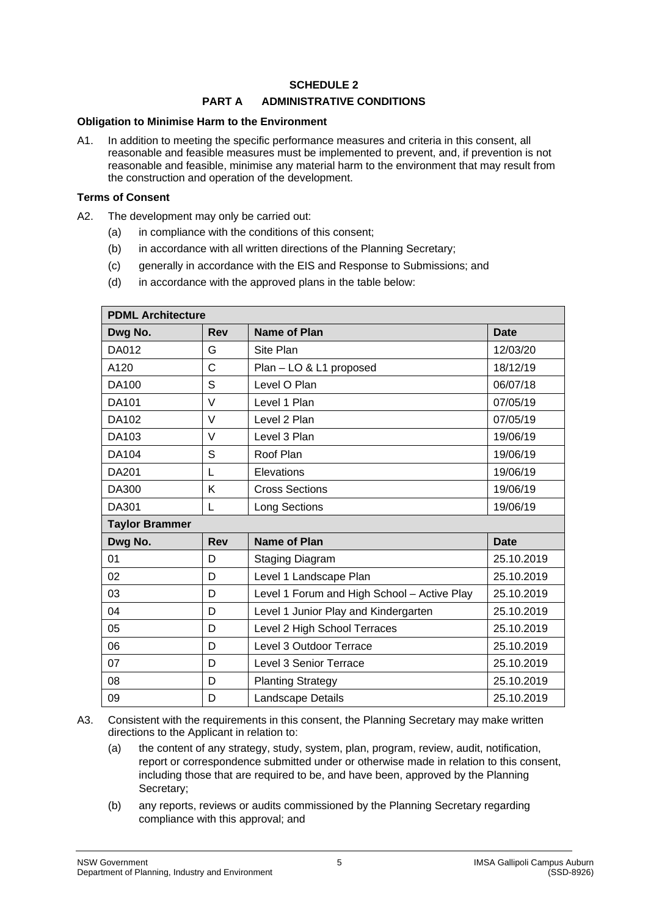## SCHEDULE 2

## PART A ADMINISTRATIVE CONDITIONS

**Obligation to Minimise Harm to the Environment**

A1. In addition to meeting the specific performance measures and criteria in this consent, all reasonable and feasible measures must be implemented to prevent, and, if prevention is not reasonable and feasible, minimise any material harm to the environment that may result from the construction and operation of the development.

**Terms of Consent**

A2. The development may only be carried out:

(a) in compliance with the conditions of this consent;

(b) in accordance with all written directions of the Planning Secretary;

(c) generally in accordance with the EIS and Response to Submissions; and

(d) in accordance with the approved plans in the table below:

| **PDML Architecture** | | | |
|---|---|---|---|
| **Dwg No.** | **Rev** | **Name of Plan** | **Date** |
| DA012 | G | Site Plan | 12/03/20 |
| A120 | C | Plan – LO & L1 proposed | 18/12/19 |
| DA100 | S | Level O Plan | 06/07/18 |
| DA101 | V | Level 1 Plan | 07/05/19 |
| DA102 | V | Level 2 Plan | 07/05/19 |
| DA103 | V | Level 3 Plan | 19/06/19 |
| DA104 | S | Roof Plan | 19/06/19 |
| DA201 | L | Elevations | 19/06/19 |
| DA300 | K | Cross Sections | 19/06/19 |
| DA301 | L | Long Sections | 19/06/19 |
| **Taylor Brammer** | | | |
| **Dwg No.** | **Rev** | **Name of Plan** | **Date** |
| 01 | D | Staging Diagram | 25.10.2019 |
| 02 | D | Level 1 Landscape Plan | 25.10.2019 |
| 03 | D | Level 1 Forum and High School – Active Play | 25.10.2019 |
| 04 | D | Level 1 Junior Play and Kindergarten | 25.10.2019 |
| 05 | D | Level 2 High School Terraces | 25.10.2019 |
| 06 | D | Level 3 Outdoor Terrace | 25.10.2019 |
| 07 | D | Level 3 Senior Terrace | 25.10.2019 |
| 08 | D | Planting Strategy | 25.10.2019 |
| 09 | D | Landscape Details | 25.10.2019 |

A3. Consistent with the requirements in this consent, the Planning Secretary may make written directions to the Applicant in relation to:

(a) the content of any strategy, study, system, plan, program, review, audit, notification, report or correspondence submitted under or otherwise made in relation to this consent, including those that are required to be, and have been, approved by the Planning Secretary;

(b) any reports, reviews or audits commissioned by the Planning Secretary regarding compliance with this approval; and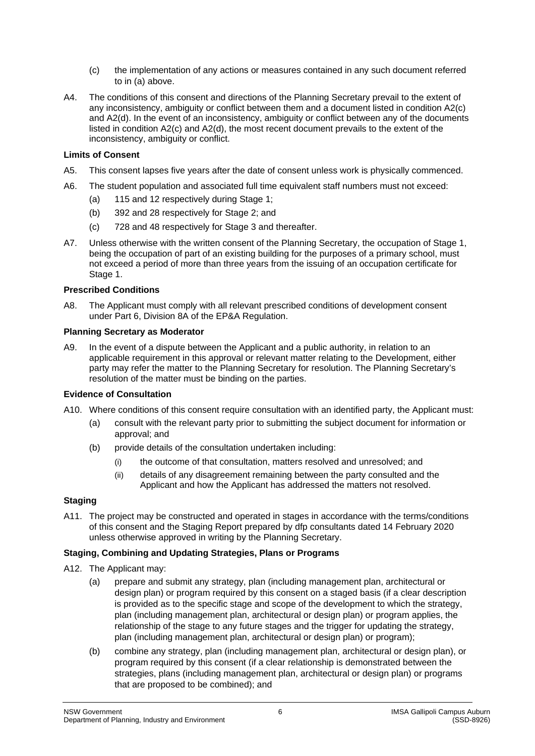(c) the implementation of any actions or measures contained in any such document referred to in (a) above.

A4. The conditions of this consent and directions of the Planning Secretary prevail to the extent of any inconsistency, ambiguity or conflict between them and a document listed in condition A2(c) and A2(d). In the event of an inconsistency, ambiguity or conflict between any of the documents listed in condition A2(c) and A2(d), the most recent document prevails to the extent of the inconsistency, ambiguity or conflict.

**Limits of Consent**

A5. This consent lapses five years after the date of consent unless work is physically commenced.

A6. The student population and associated full time equivalent staff numbers must not exceed:

- (a) 115 and 12 respectively during Stage 1;
- (b) 392 and 28 respectively for Stage 2; and
- (c) 728 and 48 respectively for Stage 3 and thereafter.

A7. Unless otherwise with the written consent of the Planning Secretary, the occupation of Stage 1, being the occupation of part of an existing building for the purposes of a primary school, must not exceed a period of more than three years from the issuing of an occupation certificate for Stage 1.

**Prescribed Conditions**

A8. The Applicant must comply with all relevant prescribed conditions of development consent under Part 6, Division 8A of the EP&A Regulation.

**Planning Secretary as Moderator**

A9. In the event of a dispute between the Applicant and a public authority, in relation to an applicable requirement in this approval or relevant matter relating to the Development, either party may refer the matter to the Planning Secretary for resolution. The Planning Secretary's resolution of the matter must be binding on the parties.

**Evidence of Consultation**

A10. Where conditions of this consent require consultation with an identified party, the Applicant must:

- (a) consult with the relevant party prior to submitting the subject document for information or approval; and
- (b) provide details of the consultation undertaken including:
  - (i) the outcome of that consultation, matters resolved and unresolved; and
  - (ii) details of any disagreement remaining between the party consulted and the Applicant and how the Applicant has addressed the matters not resolved.

**Staging**

A11. The project may be constructed and operated in stages in accordance with the terms/conditions of this consent and the Staging Report prepared by dfp consultants dated 14 February 2020 unless otherwise approved in writing by the Planning Secretary.

**Staging, Combining and Updating Strategies, Plans or Programs**

A12. The Applicant may:

- (a) prepare and submit any strategy, plan (including management plan, architectural or design plan) or program required by this consent on a staged basis (if a clear description is provided as to the specific stage and scope of the development to which the strategy, plan (including management plan, architectural or design plan) or program applies, the relationship of the stage to any future stages and the trigger for updating the strategy, plan (including management plan, architectural or design plan) or program);
- (b) combine any strategy, plan (including management plan, architectural or design plan), or program required by this consent (if a clear relationship is demonstrated between the strategies, plans (including management plan, architectural or design plan) or programs that are proposed to be combined); and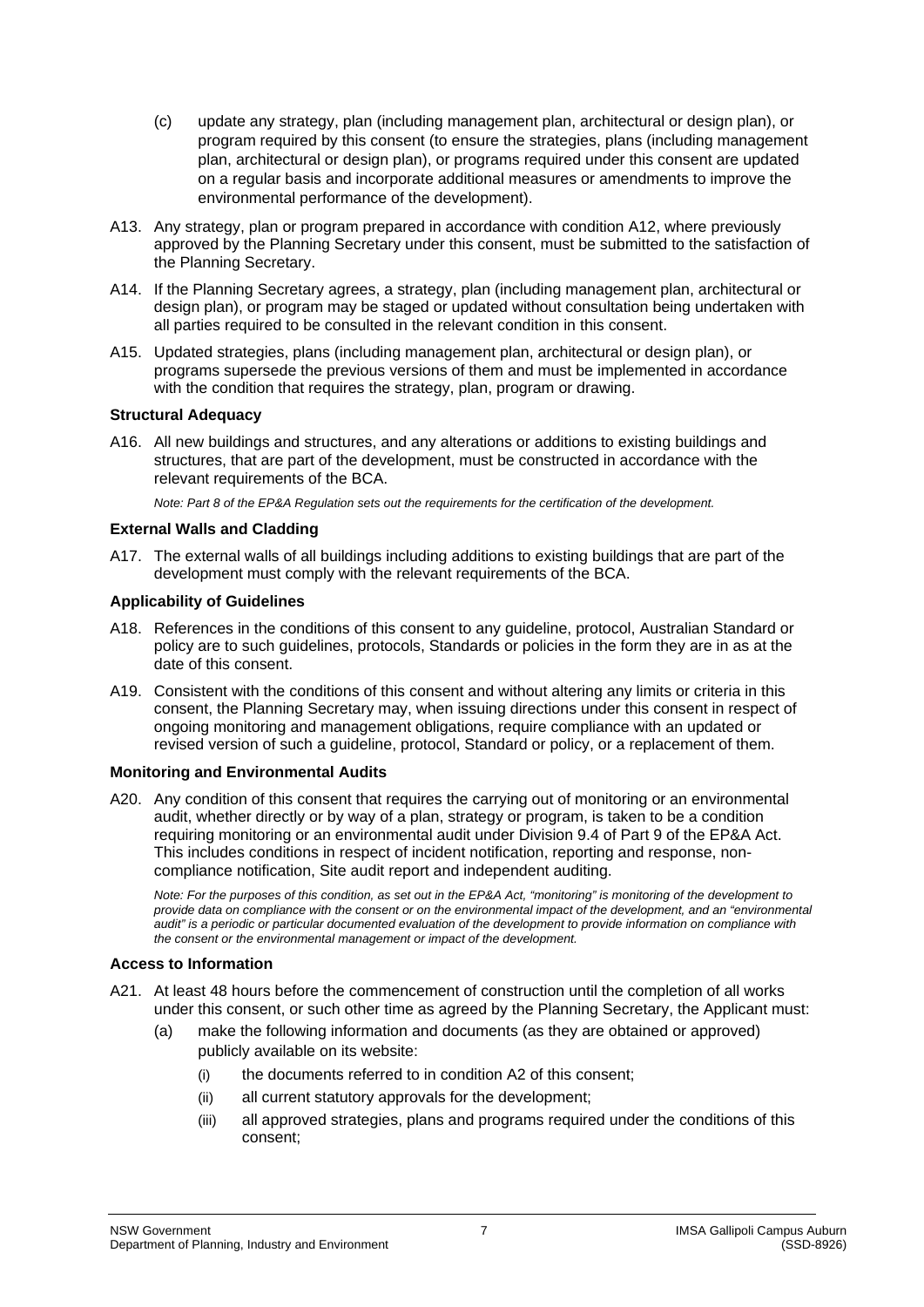(c) update any strategy, plan (including management plan, architectural or design plan), or program required by this consent (to ensure the strategies, plans (including management plan, architectural or design plan), or programs required under this consent are updated on a regular basis and incorporate additional measures or amendments to improve the environmental performance of the development).

A13. Any strategy, plan or program prepared in accordance with condition A12, where previously approved by the Planning Secretary under this consent, must be submitted to the satisfaction of the Planning Secretary.

A14. If the Planning Secretary agrees, a strategy, plan (including management plan, architectural or design plan), or program may be staged or updated without consultation being undertaken with all parties required to be consulted in the relevant condition in this consent.

A15. Updated strategies, plans (including management plan, architectural or design plan), or programs supersede the previous versions of them and must be implemented in accordance with the condition that requires the strategy, plan, program or drawing.

**Structural Adequacy**

A16. All new buildings and structures, and any alterations or additions to existing buildings and structures, that are part of the development, must be constructed in accordance with the relevant requirements of the BCA.

*Note: Part 8 of the EP&A Regulation sets out the requirements for the certification of the development.*

**External Walls and Cladding**

A17. The external walls of all buildings including additions to existing buildings that are part of the development must comply with the relevant requirements of the BCA.

**Applicability of Guidelines**

A18. References in the conditions of this consent to any guideline, protocol, Australian Standard or policy are to such guidelines, protocols, Standards or policies in the form they are in as at the date of this consent.

A19. Consistent with the conditions of this consent and without altering any limits or criteria in this consent, the Planning Secretary may, when issuing directions under this consent in respect of ongoing monitoring and management obligations, require compliance with an updated or revised version of such a guideline, protocol, Standard or policy, or a replacement of them.

**Monitoring and Environmental Audits**

A20. Any condition of this consent that requires the carrying out of monitoring or an environmental audit, whether directly or by way of a plan, strategy or program, is taken to be a condition requiring monitoring or an environmental audit under Division 9.4 of Part 9 of the EP&A Act. This includes conditions in respect of incident notification, reporting and response, non-compliance notification, Site audit report and independent auditing.

*Note: For the purposes of this condition, as set out in the EP&A Act, "monitoring" is monitoring of the development to provide data on compliance with the consent or on the environmental impact of the development, and an "environmental audit" is a periodic or particular documented evaluation of the development to provide information on compliance with the consent or the environmental management or impact of the development.*

**Access to Information**

A21. At least 48 hours before the commencement of construction until the completion of all works under this consent, or such other time as agreed by the Planning Secretary, the Applicant must:

(a) make the following information and documents (as they are obtained or approved) publicly available on its website:

(i) the documents referred to in condition A2 of this consent;

(ii) all current statutory approvals for the development;

(iii) all approved strategies, plans and programs required under the conditions of this consent;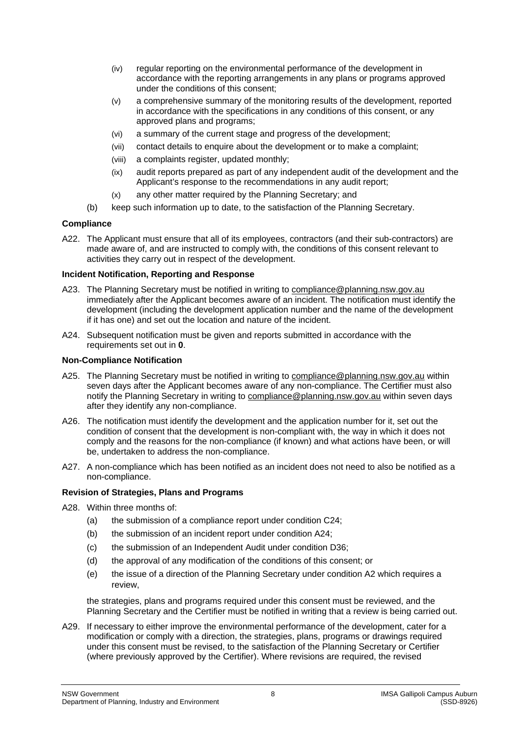(iv) regular reporting on the environmental performance of the development in accordance with the reporting arrangements in any plans or programs approved under the conditions of this consent;

(v) a comprehensive summary of the monitoring results of the development, reported in accordance with the specifications in any conditions of this consent, or any approved plans and programs;

(vi) a summary of the current stage and progress of the development;

(vii) contact details to enquire about the development or to make a complaint;

(viii) a complaints register, updated monthly;

(ix) audit reports prepared as part of any independent audit of the development and the Applicant's response to the recommendations in any audit report;

(x) any other matter required by the Planning Secretary; and

(b) keep such information up to date, to the satisfaction of the Planning Secretary.

**Compliance**

A22. The Applicant must ensure that all of its employees, contractors (and their sub-contractors) are made aware of, and are instructed to comply with, the conditions of this consent relevant to activities they carry out in respect of the development.

**Incident Notification, Reporting and Response**

A23. The Planning Secretary must be notified in writing to compliance@planning.nsw.gov.au immediately after the Applicant becomes aware of an incident. The notification must identify the development (including the development application number and the name of the development if it has one) and set out the location and nature of the incident.

A24. Subsequent notification must be given and reports submitted in accordance with the requirements set out in **0**.

**Non-Compliance Notification**

A25. The Planning Secretary must be notified in writing to compliance@planning.nsw.gov.au within seven days after the Applicant becomes aware of any non-compliance. The Certifier must also notify the Planning Secretary in writing to compliance@planning.nsw.gov.au within seven days after they identify any non-compliance.

A26. The notification must identify the development and the application number for it, set out the condition of consent that the development is non-compliant with, the way in which it does not comply and the reasons for the non-compliance (if known) and what actions have been, or will be, undertaken to address the non-compliance.

A27. A non-compliance which has been notified as an incident does not need to also be notified as a non-compliance.

**Revision of Strategies, Plans and Programs**

A28. Within three months of:

(a) the submission of a compliance report under condition C24;

(b) the submission of an incident report under condition A24;

(c) the submission of an Independent Audit under condition D36;

(d) the approval of any modification of the conditions of this consent; or

(e) the issue of a direction of the Planning Secretary under condition A2 which requires a review,

the strategies, plans and programs required under this consent must be reviewed, and the Planning Secretary and the Certifier must be notified in writing that a review is being carried out.

A29. If necessary to either improve the environmental performance of the development, cater for a modification or comply with a direction, the strategies, plans, programs or drawings required under this consent must be revised, to the satisfaction of the Planning Secretary or Certifier (where previously approved by the Certifier). Where revisions are required, the revised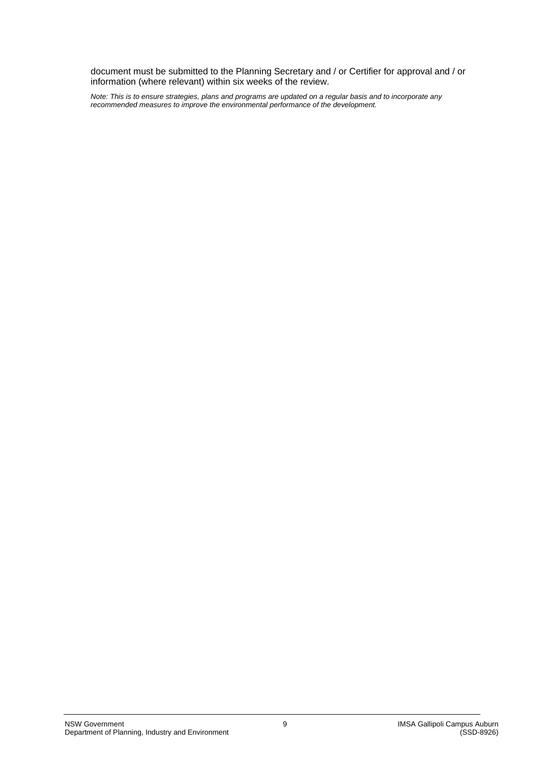document must be submitted to the Planning Secretary and / or Certifier for approval and / or information (where relevant) within six weeks of the review.

*Note: This is to ensure strategies, plans and programs are updated on a regular basis and to incorporate any recommended measures to improve the environmental performance of the development.*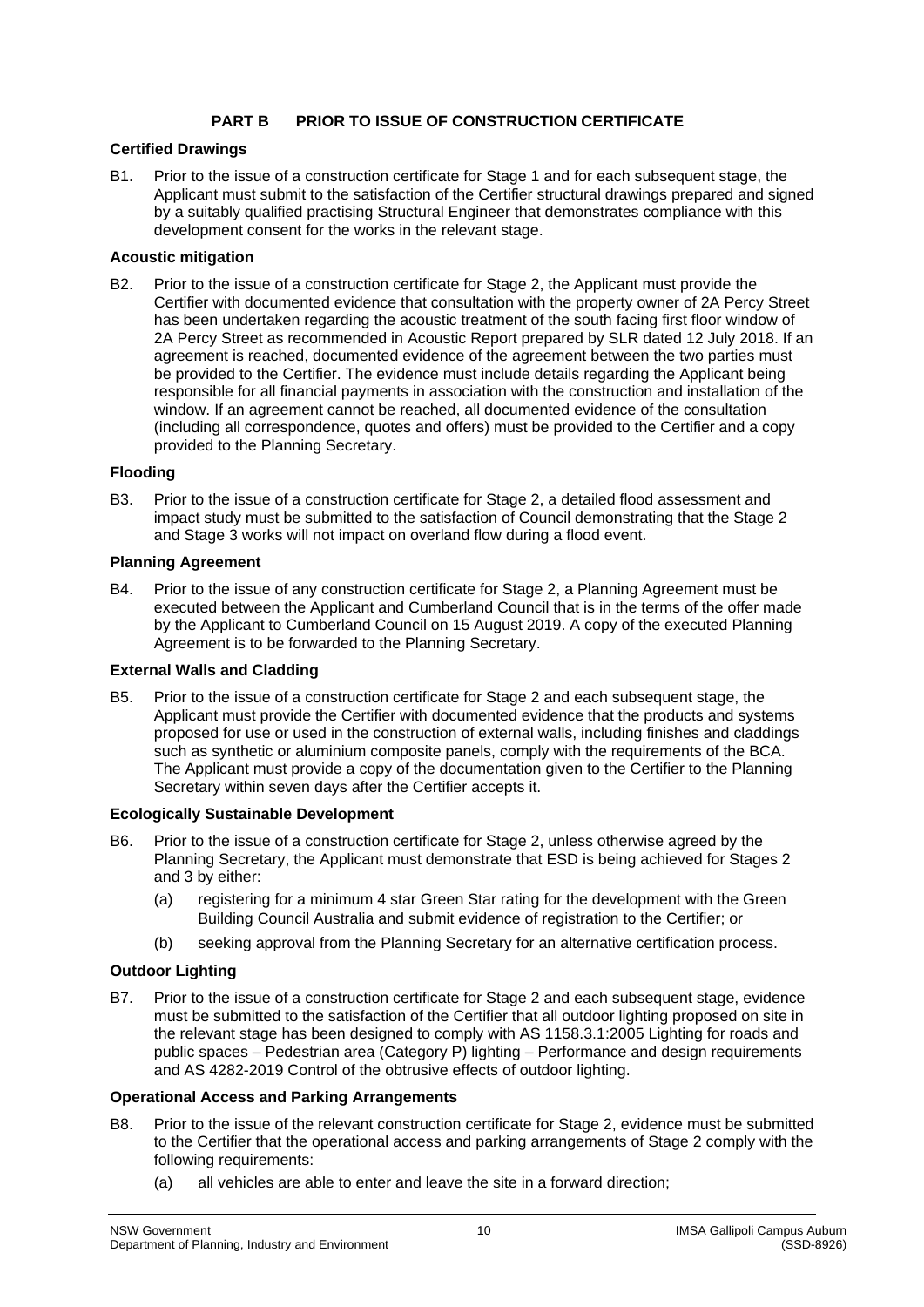## PART B PRIOR TO ISSUE OF CONSTRUCTION CERTIFICATE

### Certified Drawings

B1. Prior to the issue of a construction certificate for Stage 1 and for each subsequent stage, the Applicant must submit to the satisfaction of the Certifier structural drawings prepared and signed by a suitably qualified practising Structural Engineer that demonstrates compliance with this development consent for the works in the relevant stage.

### Acoustic mitigation

B2. Prior to the issue of a construction certificate for Stage 2, the Applicant must provide the Certifier with documented evidence that consultation with the property owner of 2A Percy Street has been undertaken regarding the acoustic treatment of the south facing first floor window of 2A Percy Street as recommended in Acoustic Report prepared by SLR dated 12 July 2018. If an agreement is reached, documented evidence of the agreement between the two parties must be provided to the Certifier. The evidence must include details regarding the Applicant being responsible for all financial payments in association with the construction and installation of the window. If an agreement cannot be reached, all documented evidence of the consultation (including all correspondence, quotes and offers) must be provided to the Certifier and a copy provided to the Planning Secretary.

### Flooding

B3. Prior to the issue of a construction certificate for Stage 2, a detailed flood assessment and impact study must be submitted to the satisfaction of Council demonstrating that the Stage 2 and Stage 3 works will not impact on overland flow during a flood event.

### Planning Agreement

B4. Prior to the issue of any construction certificate for Stage 2, a Planning Agreement must be executed between the Applicant and Cumberland Council that is in the terms of the offer made by the Applicant to Cumberland Council on 15 August 2019. A copy of the executed Planning Agreement is to be forwarded to the Planning Secretary.

### External Walls and Cladding

B5. Prior to the issue of a construction certificate for Stage 2 and each subsequent stage, the Applicant must provide the Certifier with documented evidence that the products and systems proposed for use or used in the construction of external walls, including finishes and claddings such as synthetic or aluminium composite panels, comply with the requirements of the BCA. The Applicant must provide a copy of the documentation given to the Certifier to the Planning Secretary within seven days after the Certifier accepts it.

### Ecologically Sustainable Development

B6. Prior to the issue of a construction certificate for Stage 2, unless otherwise agreed by the Planning Secretary, the Applicant must demonstrate that ESD is being achieved for Stages 2 and 3 by either:

(a) registering for a minimum 4 star Green Star rating for the development with the Green Building Council Australia and submit evidence of registration to the Certifier; or

(b) seeking approval from the Planning Secretary for an alternative certification process.

### Outdoor Lighting

B7. Prior to the issue of a construction certificate for Stage 2 and each subsequent stage, evidence must be submitted to the satisfaction of the Certifier that all outdoor lighting proposed on site in the relevant stage has been designed to comply with AS 1158.3.1:2005 Lighting for roads and public spaces – Pedestrian area (Category P) lighting – Performance and design requirements and AS 4282-2019 Control of the obtrusive effects of outdoor lighting.

### Operational Access and Parking Arrangements

B8. Prior to the issue of the relevant construction certificate for Stage 2, evidence must be submitted to the Certifier that the operational access and parking arrangements of Stage 2 comply with the following requirements:

(a) all vehicles are able to enter and leave the site in a forward direction;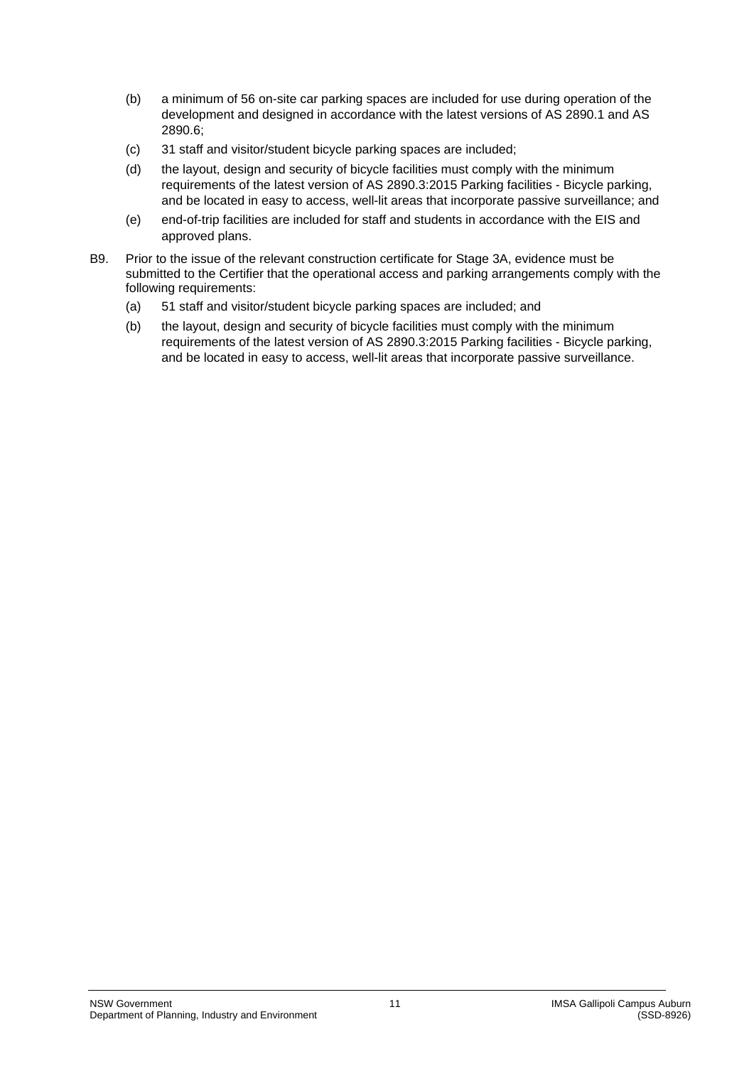(b) a minimum of 56 on-site car parking spaces are included for use during operation of the development and designed in accordance with the latest versions of AS 2890.1 and AS 2890.6;

(c) 31 staff and visitor/student bicycle parking spaces are included;

(d) the layout, design and security of bicycle facilities must comply with the minimum requirements of the latest version of AS 2890.3:2015 Parking facilities - Bicycle parking, and be located in easy to access, well-lit areas that incorporate passive surveillance; and

(e) end-of-trip facilities are included for staff and students in accordance with the EIS and approved plans.

B9. Prior to the issue of the relevant construction certificate for Stage 3A, evidence must be submitted to the Certifier that the operational access and parking arrangements comply with the following requirements:

(a) 51 staff and visitor/student bicycle parking spaces are included; and

(b) the layout, design and security of bicycle facilities must comply with the minimum requirements of the latest version of AS 2890.3:2015 Parking facilities - Bicycle parking, and be located in easy to access, well-lit areas that incorporate passive surveillance.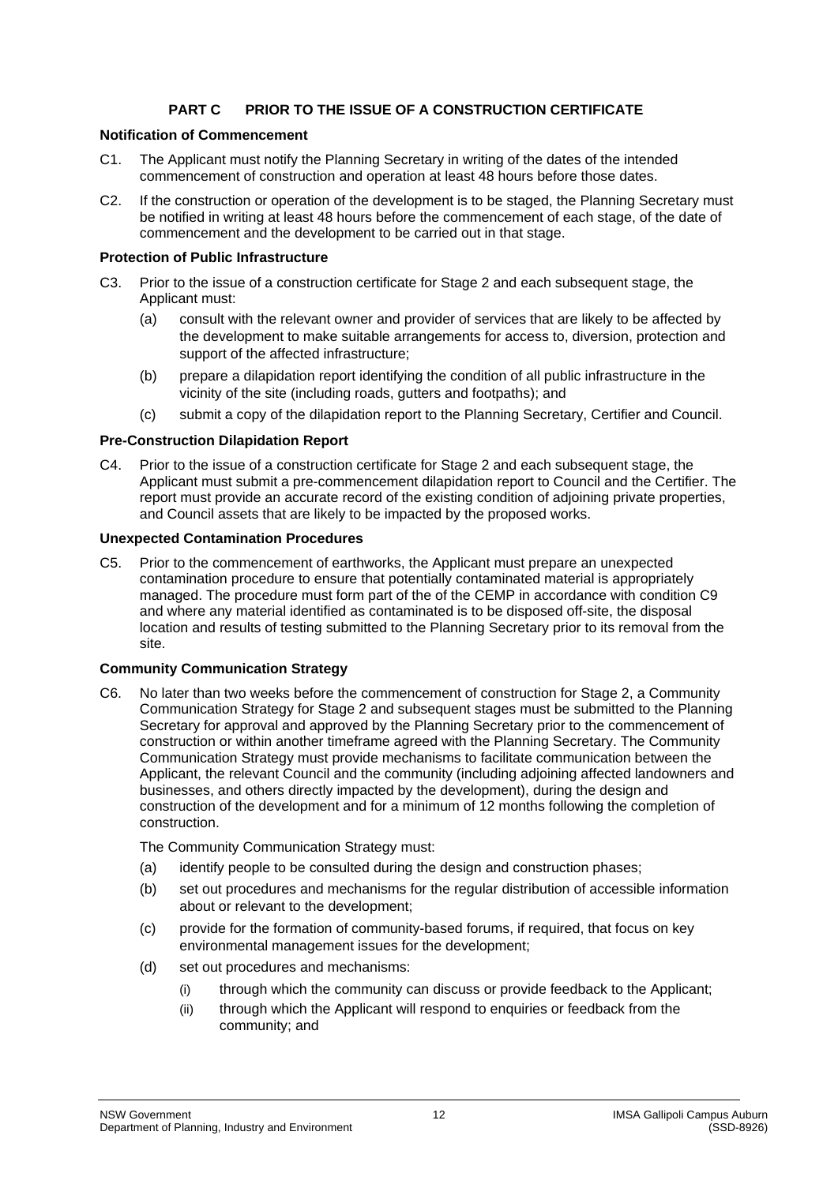## PART C PRIOR TO THE ISSUE OF A CONSTRUCTION CERTIFICATE

**Notification of Commencement**

C1. The Applicant must notify the Planning Secretary in writing of the dates of the intended commencement of construction and operation at least 48 hours before those dates.

C2. If the construction or operation of the development is to be staged, the Planning Secretary must be notified in writing at least 48 hours before the commencement of each stage, of the date of commencement and the development to be carried out in that stage.

**Protection of Public Infrastructure**

C3. Prior to the issue of a construction certificate for Stage 2 and each subsequent stage, the Applicant must:

- (a) consult with the relevant owner and provider of services that are likely to be affected by the development to make suitable arrangements for access to, diversion, protection and support of the affected infrastructure;
- (b) prepare a dilapidation report identifying the condition of all public infrastructure in the vicinity of the site (including roads, gutters and footpaths); and
- (c) submit a copy of the dilapidation report to the Planning Secretary, Certifier and Council.

**Pre-Construction Dilapidation Report**

C4. Prior to the issue of a construction certificate for Stage 2 and each subsequent stage, the Applicant must submit a pre-commencement dilapidation report to Council and the Certifier. The report must provide an accurate record of the existing condition of adjoining private properties, and Council assets that are likely to be impacted by the proposed works.

**Unexpected Contamination Procedures**

C5. Prior to the commencement of earthworks, the Applicant must prepare an unexpected contamination procedure to ensure that potentially contaminated material is appropriately managed. The procedure must form part of the of the CEMP in accordance with condition C9 and where any material identified as contaminated is to be disposed off-site, the disposal location and results of testing submitted to the Planning Secretary prior to its removal from the site.

**Community Communication Strategy**

C6. No later than two weeks before the commencement of construction for Stage 2, a Community Communication Strategy for Stage 2 and subsequent stages must be submitted to the Planning Secretary for approval and approved by the Planning Secretary prior to the commencement of construction or within another timeframe agreed with the Planning Secretary. The Community Communication Strategy must provide mechanisms to facilitate communication between the Applicant, the relevant Council and the community (including adjoining affected landowners and businesses, and others directly impacted by the development), during the design and construction of the development and for a minimum of 12 months following the completion of construction.

The Community Communication Strategy must:

- (a) identify people to be consulted during the design and construction phases;
- (b) set out procedures and mechanisms for the regular distribution of accessible information about or relevant to the development;
- (c) provide for the formation of community-based forums, if required, that focus on key environmental management issues for the development;
- (d) set out procedures and mechanisms:
  - (i) through which the community can discuss or provide feedback to the Applicant;
  - (ii) through which the Applicant will respond to enquiries or feedback from the community; and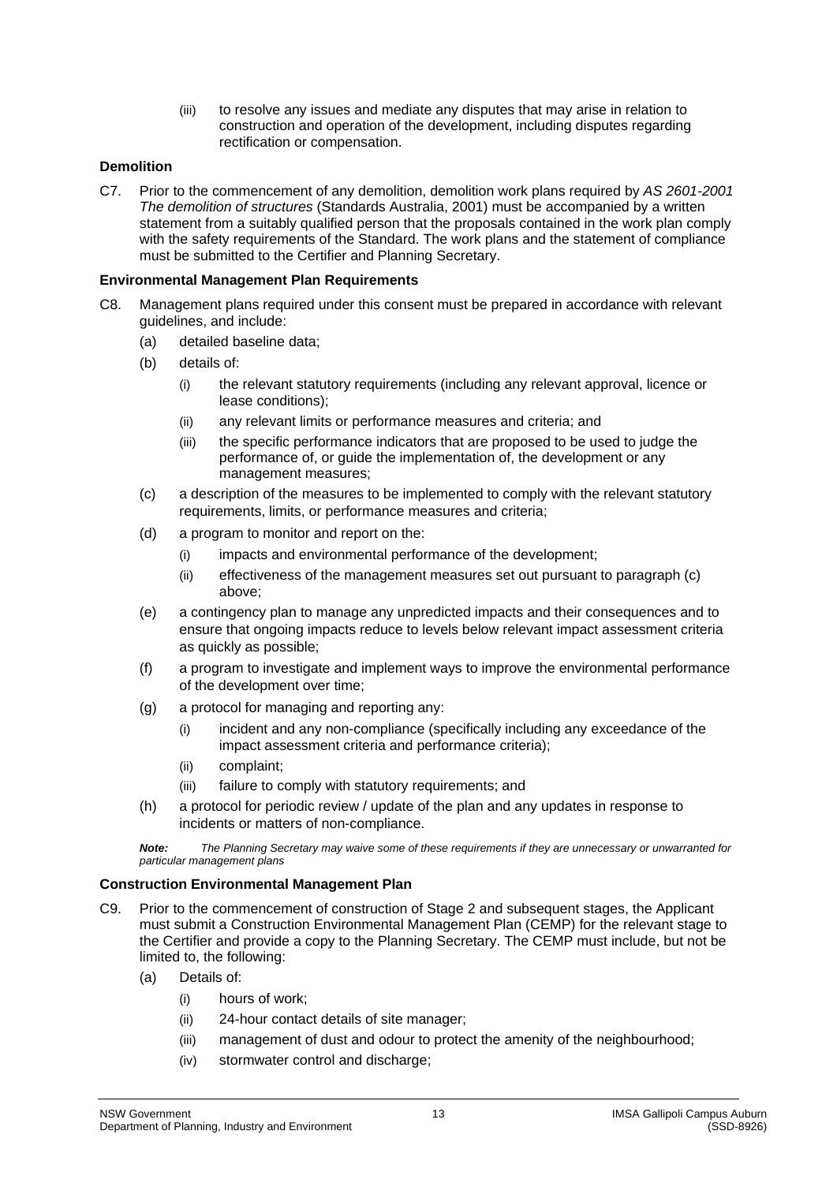(iii) to resolve any issues and mediate any disputes that may arise in relation to construction and operation of the development, including disputes regarding rectification or compensation.

**Demolition**

C7. Prior to the commencement of any demolition, demolition work plans required by *AS 2601-2001 The demolition of structures* (Standards Australia, 2001) must be accompanied by a written statement from a suitably qualified person that the proposals contained in the work plan comply with the safety requirements of the Standard. The work plans and the statement of compliance must be submitted to the Certifier and Planning Secretary.

**Environmental Management Plan Requirements**

C8. Management plans required under this consent must be prepared in accordance with relevant guidelines, and include:

- (a) detailed baseline data;
- (b) details of:
  - (i) the relevant statutory requirements (including any relevant approval, licence or lease conditions);
  - (ii) any relevant limits or performance measures and criteria; and
  - (iii) the specific performance indicators that are proposed to be used to judge the performance of, or guide the implementation of, the development or any management measures;
- (c) a description of the measures to be implemented to comply with the relevant statutory requirements, limits, or performance measures and criteria;
- (d) a program to monitor and report on the:
  - (i) impacts and environmental performance of the development;
  - (ii) effectiveness of the management measures set out pursuant to paragraph (c) above;
- (e) a contingency plan to manage any unpredicted impacts and their consequences and to ensure that ongoing impacts reduce to levels below relevant impact assessment criteria as quickly as possible;
- (f) a program to investigate and implement ways to improve the environmental performance of the development over time;
- (g) a protocol for managing and reporting any:
  - (i) incident and any non-compliance (specifically including any exceedance of the impact assessment criteria and performance criteria);
  - (ii) complaint;
  - (iii) failure to comply with statutory requirements; and
- (h) a protocol for periodic review / update of the plan and any updates in response to incidents or matters of non-compliance.

***Note:*** *The Planning Secretary may waive some of these requirements if they are unnecessary or unwarranted for particular management plans*

**Construction Environmental Management Plan**

C9. Prior to the commencement of construction of Stage 2 and subsequent stages, the Applicant must submit a Construction Environmental Management Plan (CEMP) for the relevant stage to the Certifier and provide a copy to the Planning Secretary. The CEMP must include, but not be limited to, the following:

- (a) Details of:
  - (i) hours of work;
  - (ii) 24-hour contact details of site manager;
  - (iii) management of dust and odour to protect the amenity of the neighbourhood;
  - (iv) stormwater control and discharge;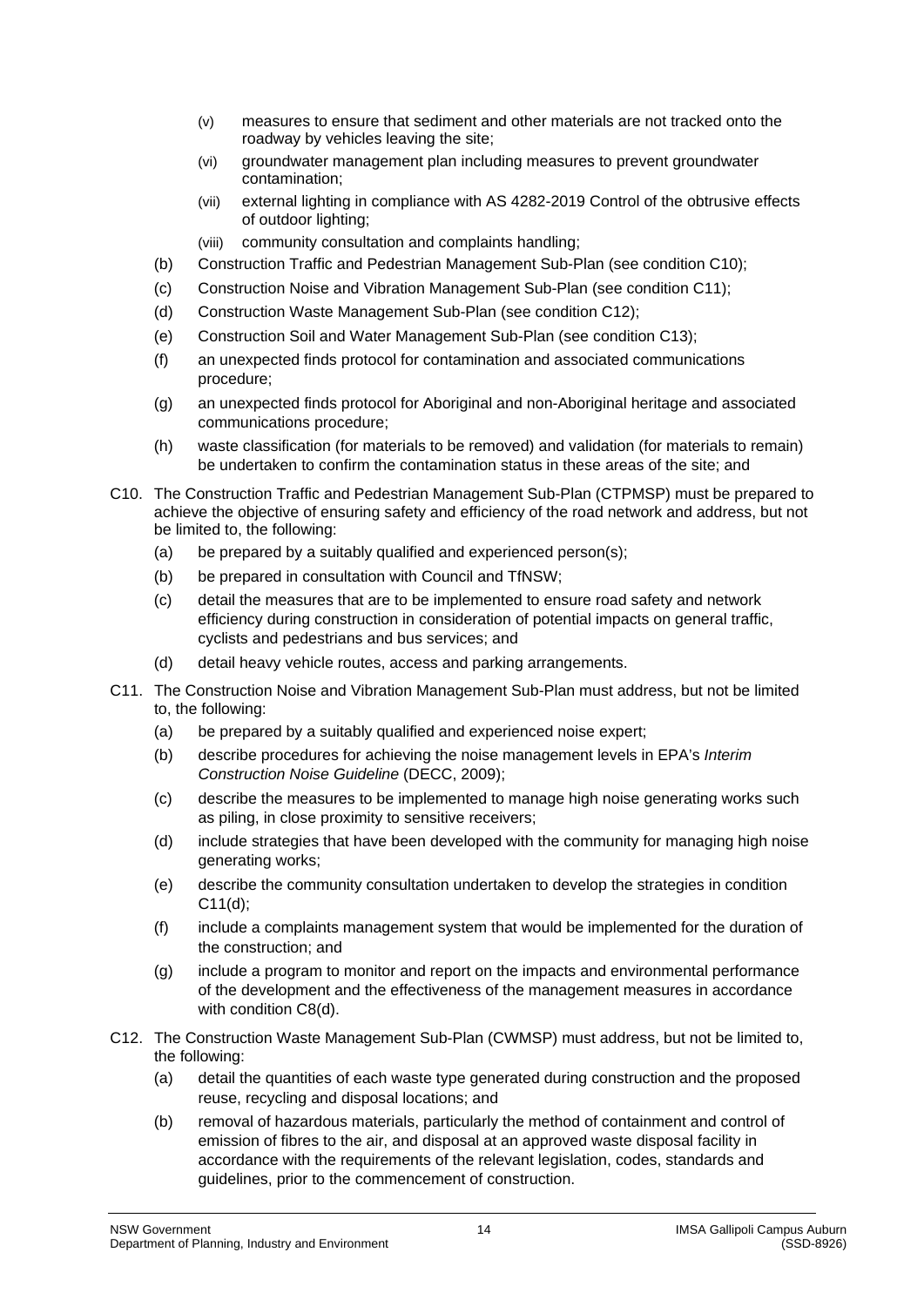- (v) measures to ensure that sediment and other materials are not tracked onto the roadway by vehicles leaving the site;
   - (vi) groundwater management plan including measures to prevent groundwater contamination;
   - (vii) external lighting in compliance with AS 4282-2019 Control of the obtrusive effects of outdoor lighting;
   - (viii) community consultation and complaints handling;

- (b) Construction Traffic and Pedestrian Management Sub-Plan (see condition C10);
- (c) Construction Noise and Vibration Management Sub-Plan (see condition C11);
- (d) Construction Waste Management Sub-Plan (see condition C12);
- (e) Construction Soil and Water Management Sub-Plan (see condition C13);
- (f) an unexpected finds protocol for contamination and associated communications procedure;
- (g) an unexpected finds protocol for Aboriginal and non-Aboriginal heritage and associated communications procedure;
- (h) waste classification (for materials to be removed) and validation (for materials to remain) be undertaken to confirm the contamination status in these areas of the site; and

C10. The Construction Traffic and Pedestrian Management Sub-Plan (CTPMSP) must be prepared to achieve the objective of ensuring safety and efficiency of the road network and address, but not be limited to, the following:

- (a) be prepared by a suitably qualified and experienced person(s);
- (b) be prepared in consultation with Council and TfNSW;
- (c) detail the measures that are to be implemented to ensure road safety and network efficiency during construction in consideration of potential impacts on general traffic, cyclists and pedestrians and bus services; and
- (d) detail heavy vehicle routes, access and parking arrangements.

C11. The Construction Noise and Vibration Management Sub-Plan must address, but not be limited to, the following:

- (a) be prepared by a suitably qualified and experienced noise expert;
- (b) describe procedures for achieving the noise management levels in EPA's *Interim Construction Noise Guideline* (DECC, 2009);
- (c) describe the measures to be implemented to manage high noise generating works such as piling, in close proximity to sensitive receivers;
- (d) include strategies that have been developed with the community for managing high noise generating works;
- (e) describe the community consultation undertaken to develop the strategies in condition C11(d);
- (f) include a complaints management system that would be implemented for the duration of the construction; and
- (g) include a program to monitor and report on the impacts and environmental performance of the development and the effectiveness of the management measures in accordance with condition C8(d).

C12. The Construction Waste Management Sub-Plan (CWMSP) must address, but not be limited to, the following:

- (a) detail the quantities of each waste type generated during construction and the proposed reuse, recycling and disposal locations; and
- (b) removal of hazardous materials, particularly the method of containment and control of emission of fibres to the air, and disposal at an approved waste disposal facility in accordance with the requirements of the relevant legislation, codes, standards and guidelines, prior to the commencement of construction.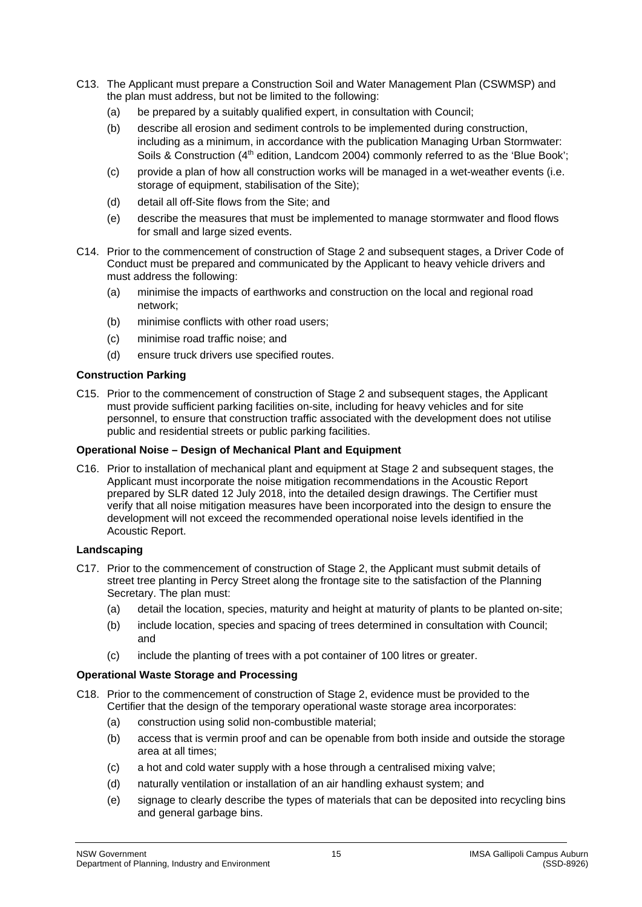C13. The Applicant must prepare a Construction Soil and Water Management Plan (CSWMSP) and the plan must address, but not be limited to the following:

(a) be prepared by a suitably qualified expert, in consultation with Council;

(b) describe all erosion and sediment controls to be implemented during construction, including as a minimum, in accordance with the publication Managing Urban Stormwater: Soils & Construction (4th edition, Landcom 2004) commonly referred to as the 'Blue Book';

(c) provide a plan of how all construction works will be managed in a wet-weather events (i.e. storage of equipment, stabilisation of the Site);

(d) detail all off-Site flows from the Site; and

(e) describe the measures that must be implemented to manage stormwater and flood flows for small and large sized events.

C14. Prior to the commencement of construction of Stage 2 and subsequent stages, a Driver Code of Conduct must be prepared and communicated by the Applicant to heavy vehicle drivers and must address the following:

(a) minimise the impacts of earthworks and construction on the local and regional road network;

(b) minimise conflicts with other road users;

(c) minimise road traffic noise; and

(d) ensure truck drivers use specified routes.

**Construction Parking**

C15. Prior to the commencement of construction of Stage 2 and subsequent stages, the Applicant must provide sufficient parking facilities on-site, including for heavy vehicles and for site personnel, to ensure that construction traffic associated with the development does not utilise public and residential streets or public parking facilities.

**Operational Noise – Design of Mechanical Plant and Equipment**

C16. Prior to installation of mechanical plant and equipment at Stage 2 and subsequent stages, the Applicant must incorporate the noise mitigation recommendations in the Acoustic Report prepared by SLR dated 12 July 2018, into the detailed design drawings. The Certifier must verify that all noise mitigation measures have been incorporated into the design to ensure the development will not exceed the recommended operational noise levels identified in the Acoustic Report.

**Landscaping**

C17. Prior to the commencement of construction of Stage 2, the Applicant must submit details of street tree planting in Percy Street along the frontage site to the satisfaction of the Planning Secretary. The plan must:

(a) detail the location, species, maturity and height at maturity of plants to be planted on-site;

(b) include location, species and spacing of trees determined in consultation with Council; and

(c) include the planting of trees with a pot container of 100 litres or greater.

**Operational Waste Storage and Processing**

C18. Prior to the commencement of construction of Stage 2, evidence must be provided to the Certifier that the design of the temporary operational waste storage area incorporates:

(a) construction using solid non-combustible material;

(b) access that is vermin proof and can be openable from both inside and outside the storage area at all times;

(c) a hot and cold water supply with a hose through a centralised mixing valve;

(d) naturally ventilation or installation of an air handling exhaust system; and

(e) signage to clearly describe the types of materials that can be deposited into recycling bins and general garbage bins.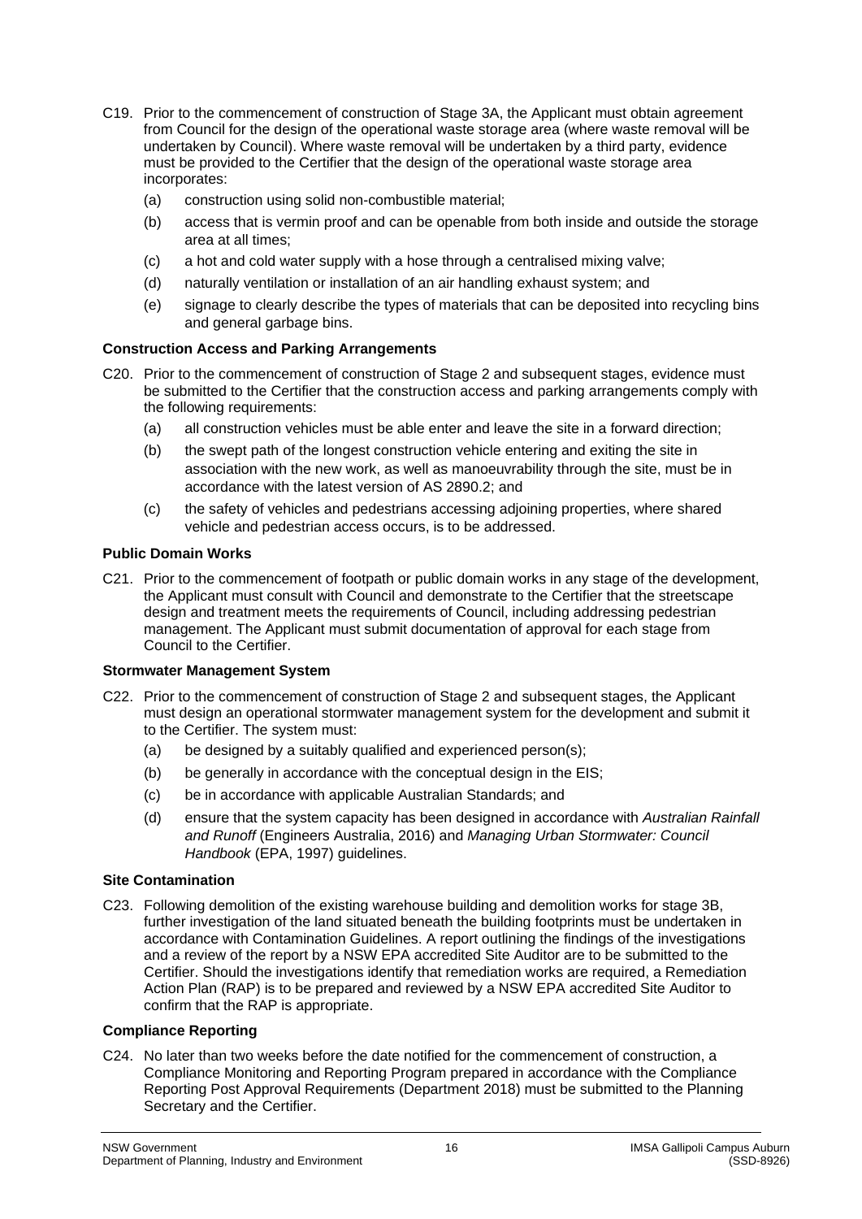C19. Prior to the commencement of construction of Stage 3A, the Applicant must obtain agreement from Council for the design of the operational waste storage area (where waste removal will be undertaken by Council). Where waste removal will be undertaken by a third party, evidence must be provided to the Certifier that the design of the operational waste storage area incorporates:

(a) construction using solid non-combustible material;

(b) access that is vermin proof and can be openable from both inside and outside the storage area at all times;

(c) a hot and cold water supply with a hose through a centralised mixing valve;

(d) naturally ventilation or installation of an air handling exhaust system; and

(e) signage to clearly describe the types of materials that can be deposited into recycling bins and general garbage bins.

**Construction Access and Parking Arrangements**

C20. Prior to the commencement of construction of Stage 2 and subsequent stages, evidence must be submitted to the Certifier that the construction access and parking arrangements comply with the following requirements:

(a) all construction vehicles must be able enter and leave the site in a forward direction;

(b) the swept path of the longest construction vehicle entering and exiting the site in association with the new work, as well as manoeuvrability through the site, must be in accordance with the latest version of AS 2890.2; and

(c) the safety of vehicles and pedestrians accessing adjoining properties, where shared vehicle and pedestrian access occurs, is to be addressed.

**Public Domain Works**

C21. Prior to the commencement of footpath or public domain works in any stage of the development, the Applicant must consult with Council and demonstrate to the Certifier that the streetscape design and treatment meets the requirements of Council, including addressing pedestrian management. The Applicant must submit documentation of approval for each stage from Council to the Certifier.

**Stormwater Management System**

C22. Prior to the commencement of construction of Stage 2 and subsequent stages, the Applicant must design an operational stormwater management system for the development and submit it to the Certifier. The system must:

(a) be designed by a suitably qualified and experienced person(s);

(b) be generally in accordance with the conceptual design in the EIS;

(c) be in accordance with applicable Australian Standards; and

(d) ensure that the system capacity has been designed in accordance with *Australian Rainfall and Runoff* (Engineers Australia, 2016) and *Managing Urban Stormwater: Council Handbook* (EPA, 1997) guidelines.

**Site Contamination**

C23. Following demolition of the existing warehouse building and demolition works for stage 3B, further investigation of the land situated beneath the building footprints must be undertaken in accordance with Contamination Guidelines. A report outlining the findings of the investigations and a review of the report by a NSW EPA accredited Site Auditor are to be submitted to the Certifier. Should the investigations identify that remediation works are required, a Remediation Action Plan (RAP) is to be prepared and reviewed by a NSW EPA accredited Site Auditor to confirm that the RAP is appropriate.

**Compliance Reporting**

C24. No later than two weeks before the date notified for the commencement of construction, a Compliance Monitoring and Reporting Program prepared in accordance with the Compliance Reporting Post Approval Requirements (Department 2018) must be submitted to the Planning Secretary and the Certifier.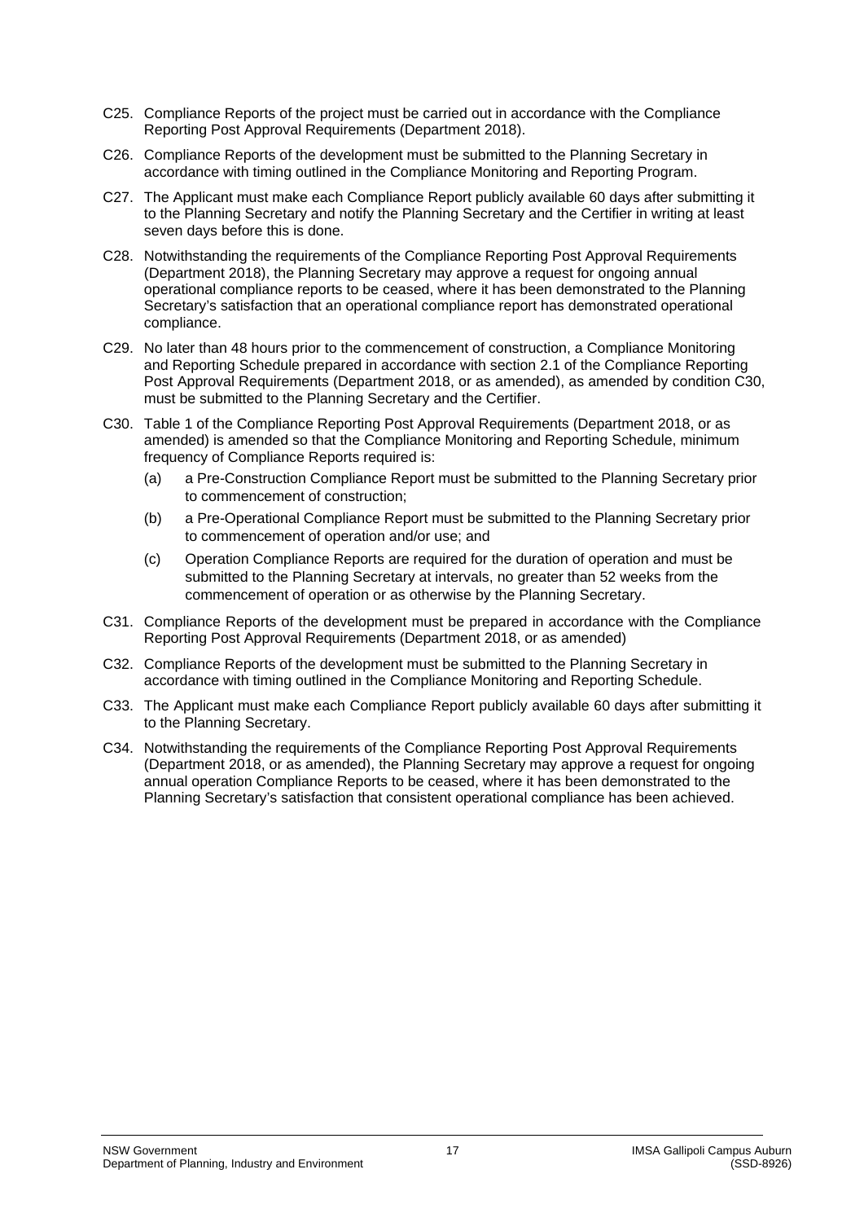C25. Compliance Reports of the project must be carried out in accordance with the Compliance Reporting Post Approval Requirements (Department 2018).

C26. Compliance Reports of the development must be submitted to the Planning Secretary in accordance with timing outlined in the Compliance Monitoring and Reporting Program.

C27. The Applicant must make each Compliance Report publicly available 60 days after submitting it to the Planning Secretary and notify the Planning Secretary and the Certifier in writing at least seven days before this is done.

C28. Notwithstanding the requirements of the Compliance Reporting Post Approval Requirements (Department 2018), the Planning Secretary may approve a request for ongoing annual operational compliance reports to be ceased, where it has been demonstrated to the Planning Secretary's satisfaction that an operational compliance report has demonstrated operational compliance.

C29. No later than 48 hours prior to the commencement of construction, a Compliance Monitoring and Reporting Schedule prepared in accordance with section 2.1 of the Compliance Reporting Post Approval Requirements (Department 2018, or as amended), as amended by condition C30, must be submitted to the Planning Secretary and the Certifier.

C30. Table 1 of the Compliance Reporting Post Approval Requirements (Department 2018, or as amended) is amended so that the Compliance Monitoring and Reporting Schedule, minimum frequency of Compliance Reports required is:

(a) a Pre-Construction Compliance Report must be submitted to the Planning Secretary prior to commencement of construction;

(b) a Pre-Operational Compliance Report must be submitted to the Planning Secretary prior to commencement of operation and/or use; and

(c) Operation Compliance Reports are required for the duration of operation and must be submitted to the Planning Secretary at intervals, no greater than 52 weeks from the commencement of operation or as otherwise by the Planning Secretary.

C31. Compliance Reports of the development must be prepared in accordance with the Compliance Reporting Post Approval Requirements (Department 2018, or as amended)

C32. Compliance Reports of the development must be submitted to the Planning Secretary in accordance with timing outlined in the Compliance Monitoring and Reporting Schedule.

C33. The Applicant must make each Compliance Report publicly available 60 days after submitting it to the Planning Secretary.

C34. Notwithstanding the requirements of the Compliance Reporting Post Approval Requirements (Department 2018, or as amended), the Planning Secretary may approve a request for ongoing annual operation Compliance Reports to be ceased, where it has been demonstrated to the Planning Secretary's satisfaction that consistent operational compliance has been achieved.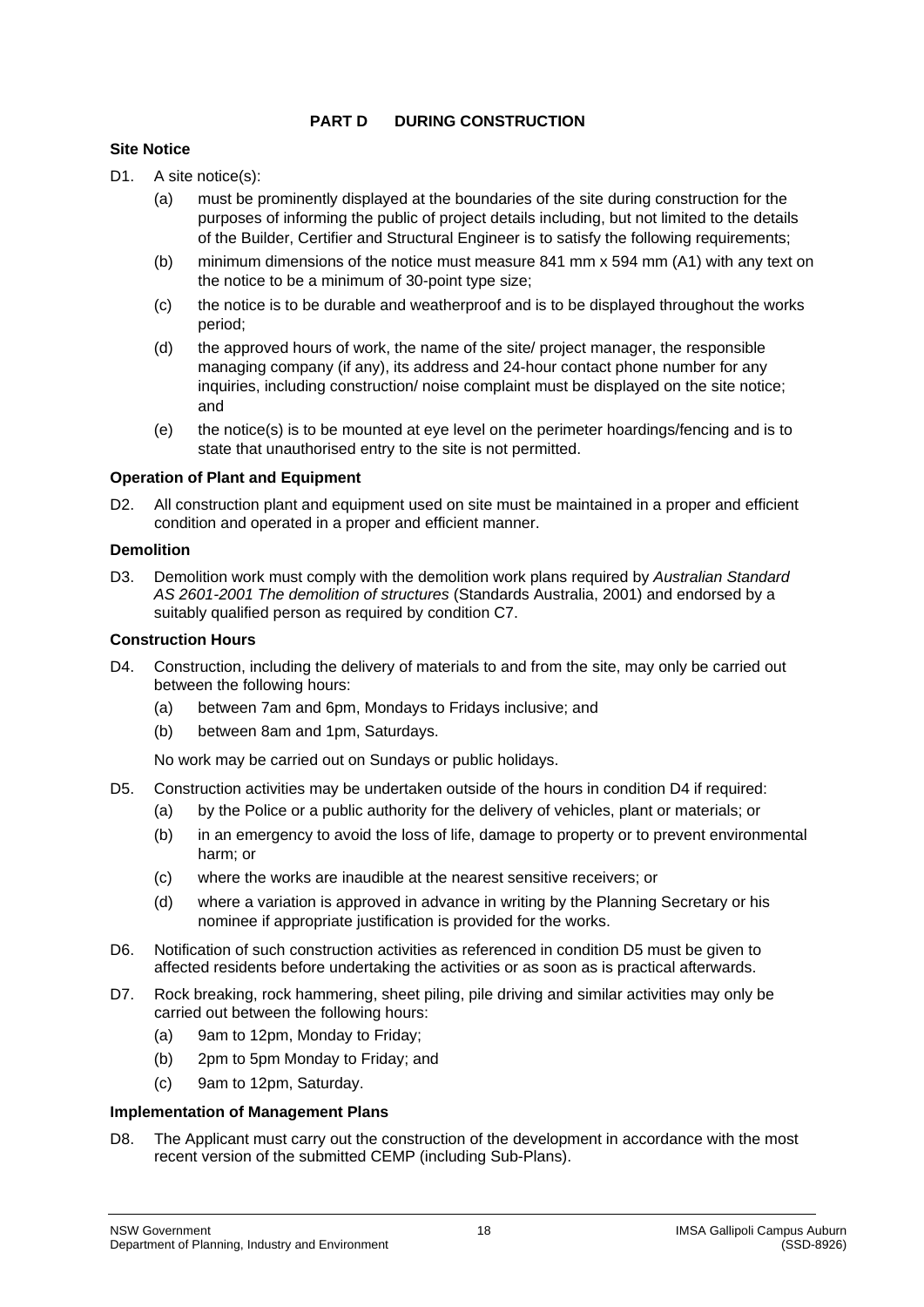## PART D DURING CONSTRUCTION

### Site Notice

D1. A site notice(s):

(a) must be prominently displayed at the boundaries of the site during construction for the purposes of informing the public of project details including, but not limited to the details of the Builder, Certifier and Structural Engineer is to satisfy the following requirements;

(b) minimum dimensions of the notice must measure 841 mm x 594 mm (A1) with any text on the notice to be a minimum of 30-point type size;

(c) the notice is to be durable and weatherproof and is to be displayed throughout the works period;

(d) the approved hours of work, the name of the site/ project manager, the responsible managing company (if any), its address and 24-hour contact phone number for any inquiries, including construction/ noise complaint must be displayed on the site notice; and

(e) the notice(s) is to be mounted at eye level on the perimeter hoardings/fencing and is to state that unauthorised entry to the site is not permitted.

### Operation of Plant and Equipment

D2. All construction plant and equipment used on site must be maintained in a proper and efficient condition and operated in a proper and efficient manner.

### Demolition

D3. Demolition work must comply with the demolition work plans required by *Australian Standard AS 2601-2001 The demolition of structures* (Standards Australia, 2001) and endorsed by a suitably qualified person as required by condition C7.

### Construction Hours

D4. Construction, including the delivery of materials to and from the site, may only be carried out between the following hours:

(a) between 7am and 6pm, Mondays to Fridays inclusive; and

(b) between 8am and 1pm, Saturdays.

No work may be carried out on Sundays or public holidays.

D5. Construction activities may be undertaken outside of the hours in condition D4 if required:

(a) by the Police or a public authority for the delivery of vehicles, plant or materials; or

(b) in an emergency to avoid the loss of life, damage to property or to prevent environmental harm; or

(c) where the works are inaudible at the nearest sensitive receivers; or

(d) where a variation is approved in advance in writing by the Planning Secretary or his nominee if appropriate justification is provided for the works.

D6. Notification of such construction activities as referenced in condition D5 must be given to affected residents before undertaking the activities or as soon as is practical afterwards.

D7. Rock breaking, rock hammering, sheet piling, pile driving and similar activities may only be carried out between the following hours:

(a) 9am to 12pm, Monday to Friday;

(b) 2pm to 5pm Monday to Friday; and

(c) 9am to 12pm, Saturday.

### Implementation of Management Plans

D8. The Applicant must carry out the construction of the development in accordance with the most recent version of the submitted CEMP (including Sub-Plans).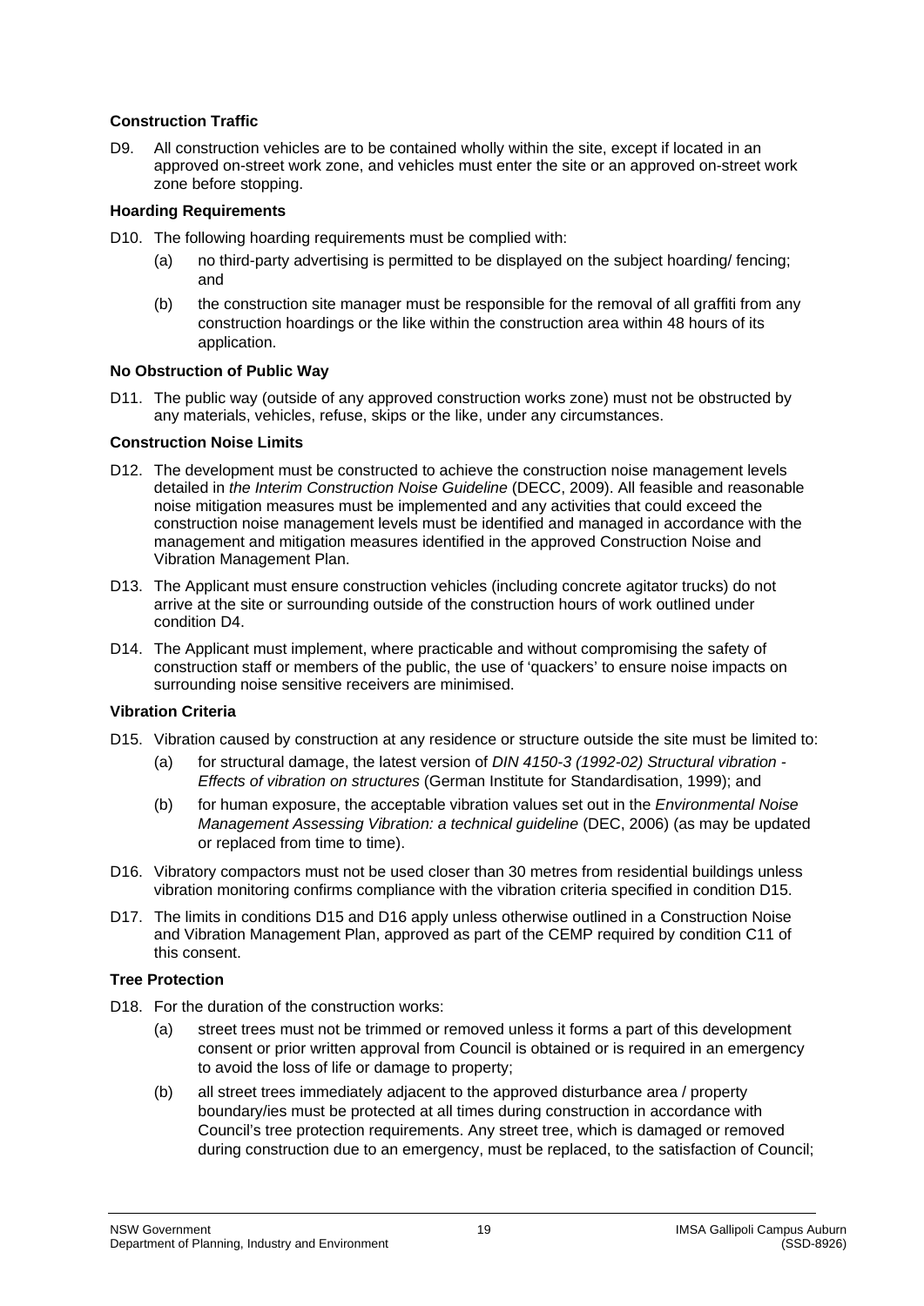**Construction Traffic**

D9. All construction vehicles are to be contained wholly within the site, except if located in an approved on-street work zone, and vehicles must enter the site or an approved on-street work zone before stopping.

**Hoarding Requirements**

D10. The following hoarding requirements must be complied with:

- (a) no third-party advertising is permitted to be displayed on the subject hoarding/ fencing; and
- (b) the construction site manager must be responsible for the removal of all graffiti from any construction hoardings or the like within the construction area within 48 hours of its application.

**No Obstruction of Public Way**

D11. The public way (outside of any approved construction works zone) must not be obstructed by any materials, vehicles, refuse, skips or the like, under any circumstances.

**Construction Noise Limits**

D12. The development must be constructed to achieve the construction noise management levels detailed in *the Interim Construction Noise Guideline* (DECC, 2009). All feasible and reasonable noise mitigation measures must be implemented and any activities that could exceed the construction noise management levels must be identified and managed in accordance with the management and mitigation measures identified in the approved Construction Noise and Vibration Management Plan.

D13. The Applicant must ensure construction vehicles (including concrete agitator trucks) do not arrive at the site or surrounding outside of the construction hours of work outlined under condition D4.

D14. The Applicant must implement, where practicable and without compromising the safety of construction staff or members of the public, the use of 'quackers' to ensure noise impacts on surrounding noise sensitive receivers are minimised.

**Vibration Criteria**

D15. Vibration caused by construction at any residence or structure outside the site must be limited to:

- (a) for structural damage, the latest version of *DIN 4150-3 (1992-02) Structural vibration - Effects of vibration on structures* (German Institute for Standardisation, 1999); and
- (b) for human exposure, the acceptable vibration values set out in the *Environmental Noise Management Assessing Vibration: a technical guideline* (DEC, 2006) (as may be updated or replaced from time to time).

D16. Vibratory compactors must not be used closer than 30 metres from residential buildings unless vibration monitoring confirms compliance with the vibration criteria specified in condition D15.

D17. The limits in conditions D15 and D16 apply unless otherwise outlined in a Construction Noise and Vibration Management Plan, approved as part of the CEMP required by condition C11 of this consent.

**Tree Protection**

D18. For the duration of the construction works:

- (a) street trees must not be trimmed or removed unless it forms a part of this development consent or prior written approval from Council is obtained or is required in an emergency to avoid the loss of life or damage to property;
- (b) all street trees immediately adjacent to the approved disturbance area / property boundary/ies must be protected at all times during construction in accordance with Council's tree protection requirements. Any street tree, which is damaged or removed during construction due to an emergency, must be replaced, to the satisfaction of Council;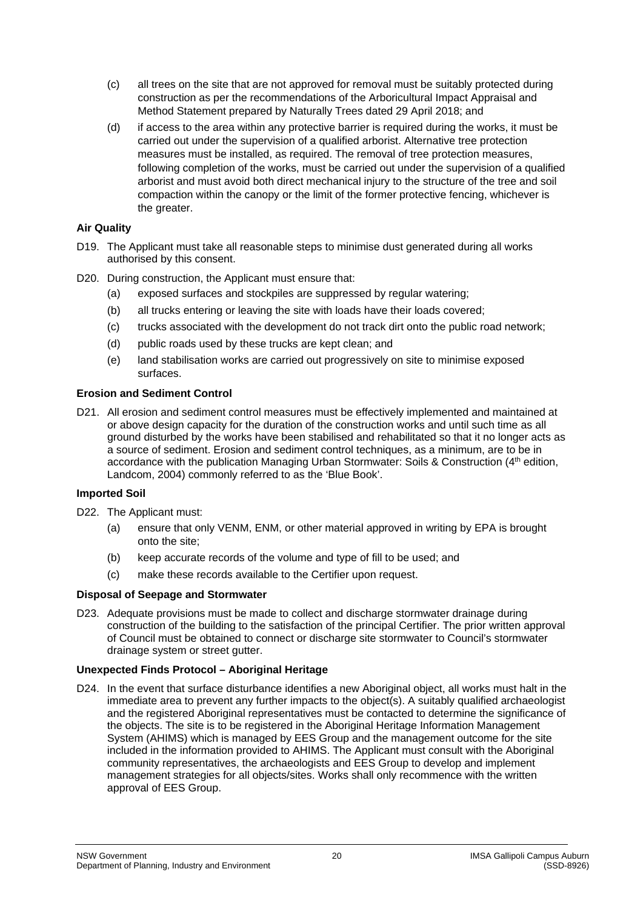(c) all trees on the site that are not approved for removal must be suitably protected during construction as per the recommendations of the Arboricultural Impact Appraisal and Method Statement prepared by Naturally Trees dated 29 April 2018; and

(d) if access to the area within any protective barrier is required during the works, it must be carried out under the supervision of a qualified arborist. Alternative tree protection measures must be installed, as required. The removal of tree protection measures, following completion of the works, must be carried out under the supervision of a qualified arborist and must avoid both direct mechanical injury to the structure of the tree and soil compaction within the canopy or the limit of the former protective fencing, whichever is the greater.

**Air Quality**

D19. The Applicant must take all reasonable steps to minimise dust generated during all works authorised by this consent.

D20. During construction, the Applicant must ensure that:

(a) exposed surfaces and stockpiles are suppressed by regular watering;

(b) all trucks entering or leaving the site with loads have their loads covered;

(c) trucks associated with the development do not track dirt onto the public road network;

(d) public roads used by these trucks are kept clean; and

(e) land stabilisation works are carried out progressively on site to minimise exposed surfaces.

**Erosion and Sediment Control**

D21. All erosion and sediment control measures must be effectively implemented and maintained at or above design capacity for the duration of the construction works and until such time as all ground disturbed by the works have been stabilised and rehabilitated so that it no longer acts as a source of sediment. Erosion and sediment control techniques, as a minimum, are to be in accordance with the publication Managing Urban Stormwater: Soils & Construction (4th edition, Landcom, 2004) commonly referred to as the 'Blue Book'.

**Imported Soil**

D22. The Applicant must:

(a) ensure that only VENM, ENM, or other material approved in writing by EPA is brought onto the site;

(b) keep accurate records of the volume and type of fill to be used; and

(c) make these records available to the Certifier upon request.

**Disposal of Seepage and Stormwater**

D23. Adequate provisions must be made to collect and discharge stormwater drainage during construction of the building to the satisfaction of the principal Certifier. The prior written approval of Council must be obtained to connect or discharge site stormwater to Council's stormwater drainage system or street gutter.

**Unexpected Finds Protocol – Aboriginal Heritage**

D24. In the event that surface disturbance identifies a new Aboriginal object, all works must halt in the immediate area to prevent any further impacts to the object(s). A suitably qualified archaeologist and the registered Aboriginal representatives must be contacted to determine the significance of the objects. The site is to be registered in the Aboriginal Heritage Information Management System (AHIMS) which is managed by EES Group and the management outcome for the site included in the information provided to AHIMS. The Applicant must consult with the Aboriginal community representatives, the archaeologists and EES Group to develop and implement management strategies for all objects/sites. Works shall only recommence with the written approval of EES Group.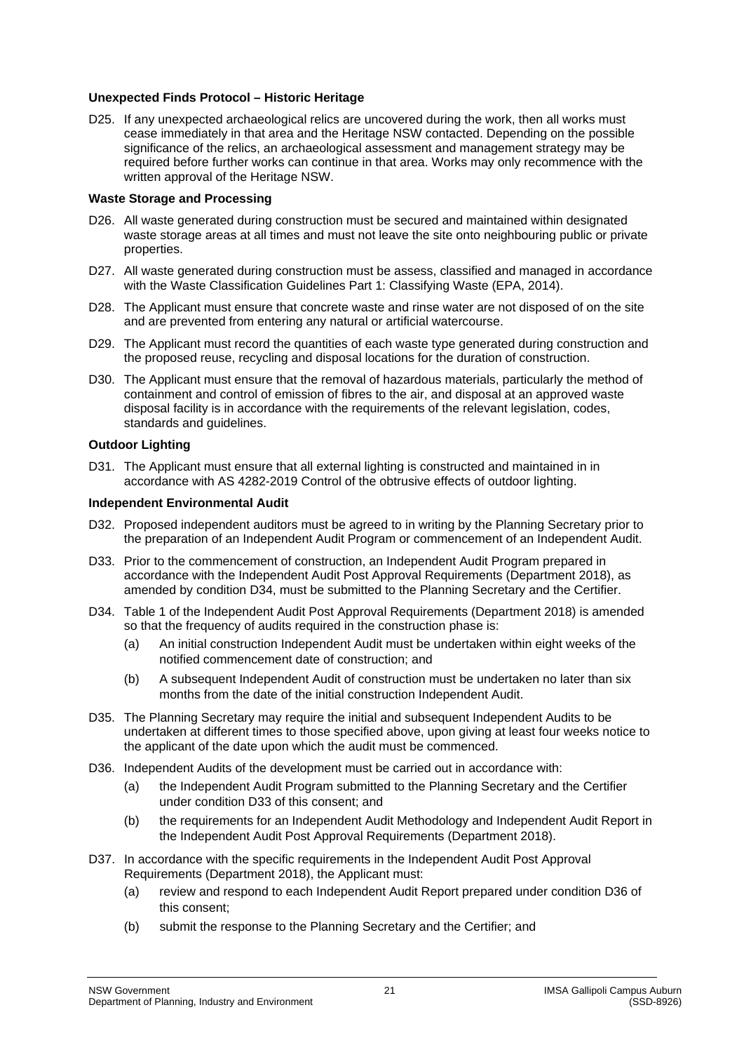**Unexpected Finds Protocol – Historic Heritage**

D25. If any unexpected archaeological relics are uncovered during the work, then all works must cease immediately in that area and the Heritage NSW contacted. Depending on the possible significance of the relics, an archaeological assessment and management strategy may be required before further works can continue in that area. Works may only recommence with the written approval of the Heritage NSW.

**Waste Storage and Processing**

D26. All waste generated during construction must be secured and maintained within designated waste storage areas at all times and must not leave the site onto neighbouring public or private properties.

D27. All waste generated during construction must be assess, classified and managed in accordance with the Waste Classification Guidelines Part 1: Classifying Waste (EPA, 2014).

D28. The Applicant must ensure that concrete waste and rinse water are not disposed of on the site and are prevented from entering any natural or artificial watercourse.

D29. The Applicant must record the quantities of each waste type generated during construction and the proposed reuse, recycling and disposal locations for the duration of construction.

D30. The Applicant must ensure that the removal of hazardous materials, particularly the method of containment and control of emission of fibres to the air, and disposal at an approved waste disposal facility is in accordance with the requirements of the relevant legislation, codes, standards and guidelines.

**Outdoor Lighting**

D31. The Applicant must ensure that all external lighting is constructed and maintained in in accordance with AS 4282-2019 Control of the obtrusive effects of outdoor lighting.

**Independent Environmental Audit**

D32. Proposed independent auditors must be agreed to in writing by the Planning Secretary prior to the preparation of an Independent Audit Program or commencement of an Independent Audit.

D33. Prior to the commencement of construction, an Independent Audit Program prepared in accordance with the Independent Audit Post Approval Requirements (Department 2018), as amended by condition D34, must be submitted to the Planning Secretary and the Certifier.

D34. Table 1 of the Independent Audit Post Approval Requirements (Department 2018) is amended so that the frequency of audits required in the construction phase is:

(a) An initial construction Independent Audit must be undertaken within eight weeks of the notified commencement date of construction; and

(b) A subsequent Independent Audit of construction must be undertaken no later than six months from the date of the initial construction Independent Audit.

D35. The Planning Secretary may require the initial and subsequent Independent Audits to be undertaken at different times to those specified above, upon giving at least four weeks notice to the applicant of the date upon which the audit must be commenced.

D36. Independent Audits of the development must be carried out in accordance with:

(a) the Independent Audit Program submitted to the Planning Secretary and the Certifier under condition D33 of this consent; and

(b) the requirements for an Independent Audit Methodology and Independent Audit Report in the Independent Audit Post Approval Requirements (Department 2018).

D37. In accordance with the specific requirements in the Independent Audit Post Approval Requirements (Department 2018), the Applicant must:

(a) review and respond to each Independent Audit Report prepared under condition D36 of this consent;

(b) submit the response to the Planning Secretary and the Certifier; and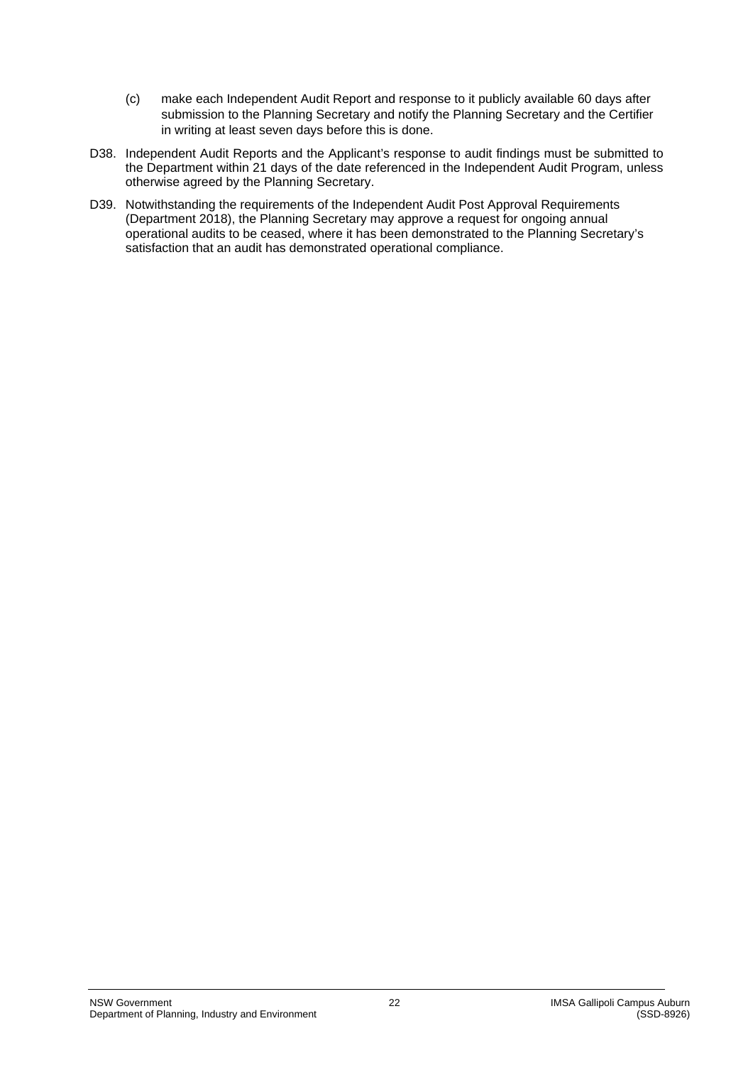(c) make each Independent Audit Report and response to it publicly available 60 days after submission to the Planning Secretary and notify the Planning Secretary and the Certifier in writing at least seven days before this is done.

D38. Independent Audit Reports and the Applicant's response to audit findings must be submitted to the Department within 21 days of the date referenced in the Independent Audit Program, unless otherwise agreed by the Planning Secretary.

D39. Notwithstanding the requirements of the Independent Audit Post Approval Requirements (Department 2018), the Planning Secretary may approve a request for ongoing annual operational audits to be ceased, where it has been demonstrated to the Planning Secretary's satisfaction that an audit has demonstrated operational compliance.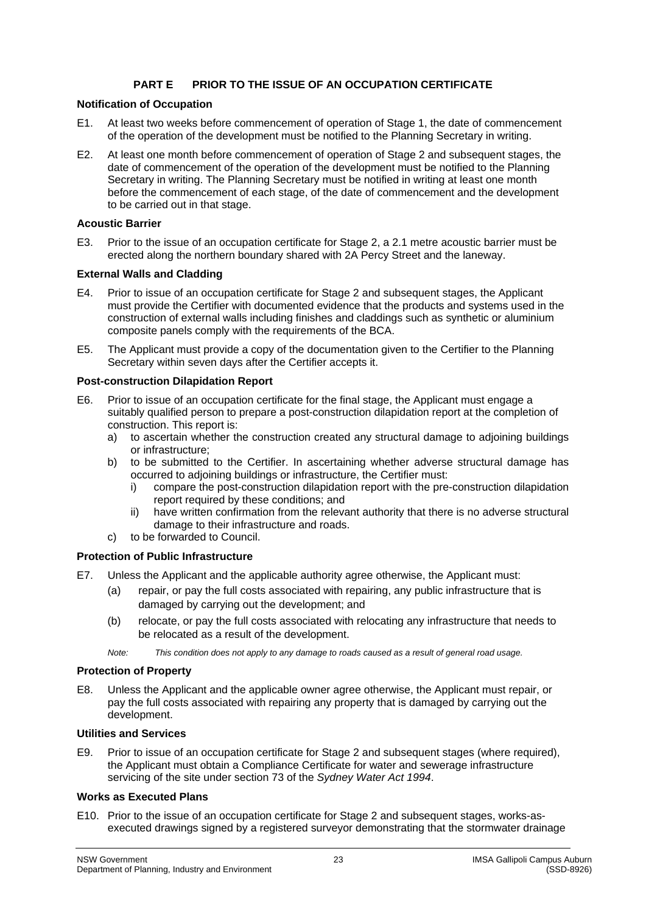## PART E PRIOR TO THE ISSUE OF AN OCCUPATION CERTIFICATE

### Notification of Occupation

E1. At least two weeks before commencement of operation of Stage 1, the date of commencement of the operation of the development must be notified to the Planning Secretary in writing.

E2. At least one month before commencement of operation of Stage 2 and subsequent stages, the date of commencement of the operation of the development must be notified to the Planning Secretary in writing. The Planning Secretary must be notified in writing at least one month before the commencement of each stage, of the date of commencement and the development to be carried out in that stage.

### Acoustic Barrier

E3. Prior to the issue of an occupation certificate for Stage 2, a 2.1 metre acoustic barrier must be erected along the northern boundary shared with 2A Percy Street and the laneway.

### External Walls and Cladding

E4. Prior to issue of an occupation certificate for Stage 2 and subsequent stages, the Applicant must provide the Certifier with documented evidence that the products and systems used in the construction of external walls including finishes and claddings such as synthetic or aluminium composite panels comply with the requirements of the BCA.

E5. The Applicant must provide a copy of the documentation given to the Certifier to the Planning Secretary within seven days after the Certifier accepts it.

### Post-construction Dilapidation Report

E6. Prior to issue of an occupation certificate for the final stage, the Applicant must engage a suitably qualified person to prepare a post-construction dilapidation report at the completion of construction. This report is:

a) to ascertain whether the construction created any structural damage to adjoining buildings or infrastructure;
b) to be submitted to the Certifier. In ascertaining whether adverse structural damage has occurred to adjoining buildings or infrastructure, the Certifier must:
   i) compare the post-construction dilapidation report with the pre-construction dilapidation report required by these conditions; and
   ii) have written confirmation from the relevant authority that there is no adverse structural damage to their infrastructure and roads.
c) to be forwarded to Council.

### Protection of Public Infrastructure

E7. Unless the Applicant and the applicable authority agree otherwise, the Applicant must:

(a) repair, or pay the full costs associated with repairing, any public infrastructure that is damaged by carrying out the development; and

(b) relocate, or pay the full costs associated with relocating any infrastructure that needs to be relocated as a result of the development.

*Note: This condition does not apply to any damage to roads caused as a result of general road usage.*

### Protection of Property

E8. Unless the Applicant and the applicable owner agree otherwise, the Applicant must repair, or pay the full costs associated with repairing any property that is damaged by carrying out the development.

### Utilities and Services

E9. Prior to issue of an occupation certificate for Stage 2 and subsequent stages (where required), the Applicant must obtain a Compliance Certificate for water and sewerage infrastructure servicing of the site under section 73 of the *Sydney Water Act 1994*.

### Works as Executed Plans

E10. Prior to the issue of an occupation certificate for Stage 2 and subsequent stages, works-as-executed drawings signed by a registered surveyor demonstrating that the stormwater drainage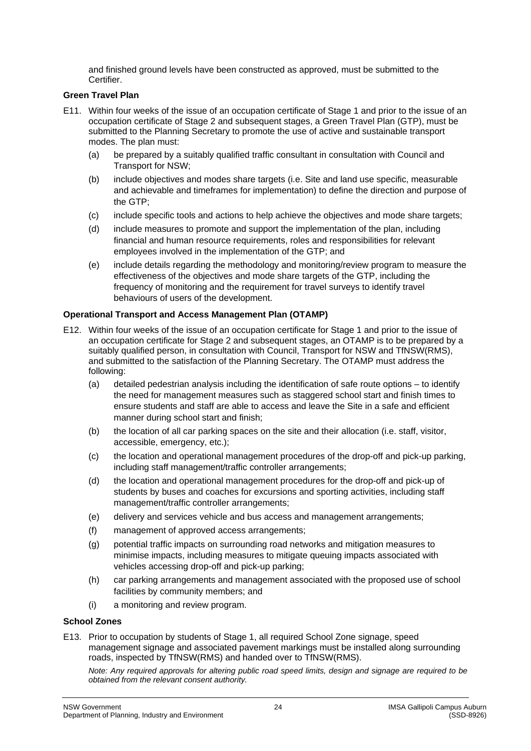and finished ground levels have been constructed as approved, must be submitted to the Certifier.

**Green Travel Plan**

E11. Within four weeks of the issue of an occupation certificate of Stage 1 and prior to the issue of an occupation certificate of Stage 2 and subsequent stages, a Green Travel Plan (GTP), must be submitted to the Planning Secretary to promote the use of active and sustainable transport modes. The plan must:

(a) be prepared by a suitably qualified traffic consultant in consultation with Council and Transport for NSW;

(b) include objectives and modes share targets (i.e. Site and land use specific, measurable and achievable and timeframes for implementation) to define the direction and purpose of the GTP;

(c) include specific tools and actions to help achieve the objectives and mode share targets;

(d) include measures to promote and support the implementation of the plan, including financial and human resource requirements, roles and responsibilities for relevant employees involved in the implementation of the GTP; and

(e) include details regarding the methodology and monitoring/review program to measure the effectiveness of the objectives and mode share targets of the GTP, including the frequency of monitoring and the requirement for travel surveys to identify travel behaviours of users of the development.

**Operational Transport and Access Management Plan (OTAMP)**

E12. Within four weeks of the issue of an occupation certificate for Stage 1 and prior to the issue of an occupation certificate for Stage 2 and subsequent stages, an OTAMP is to be prepared by a suitably qualified person, in consultation with Council, Transport for NSW and TfNSW(RMS), and submitted to the satisfaction of the Planning Secretary. The OTAMP must address the following:

(a) detailed pedestrian analysis including the identification of safe route options – to identify the need for management measures such as staggered school start and finish times to ensure students and staff are able to access and leave the Site in a safe and efficient manner during school start and finish;

(b) the location of all car parking spaces on the site and their allocation (i.e. staff, visitor, accessible, emergency, etc.);

(c) the location and operational management procedures of the drop-off and pick-up parking, including staff management/traffic controller arrangements;

(d) the location and operational management procedures for the drop-off and pick-up of students by buses and coaches for excursions and sporting activities, including staff management/traffic controller arrangements;

(e) delivery and services vehicle and bus access and management arrangements;

(f) management of approved access arrangements;

(g) potential traffic impacts on surrounding road networks and mitigation measures to minimise impacts, including measures to mitigate queuing impacts associated with vehicles accessing drop-off and pick-up parking;

(h) car parking arrangements and management associated with the proposed use of school facilities by community members; and

(i) a monitoring and review program.

**School Zones**

E13. Prior to occupation by students of Stage 1, all required School Zone signage, speed management signage and associated pavement markings must be installed along surrounding roads, inspected by TfNSW(RMS) and handed over to TfNSW(RMS).

*Note: Any required approvals for altering public road speed limits, design and signage are required to be obtained from the relevant consent authority.*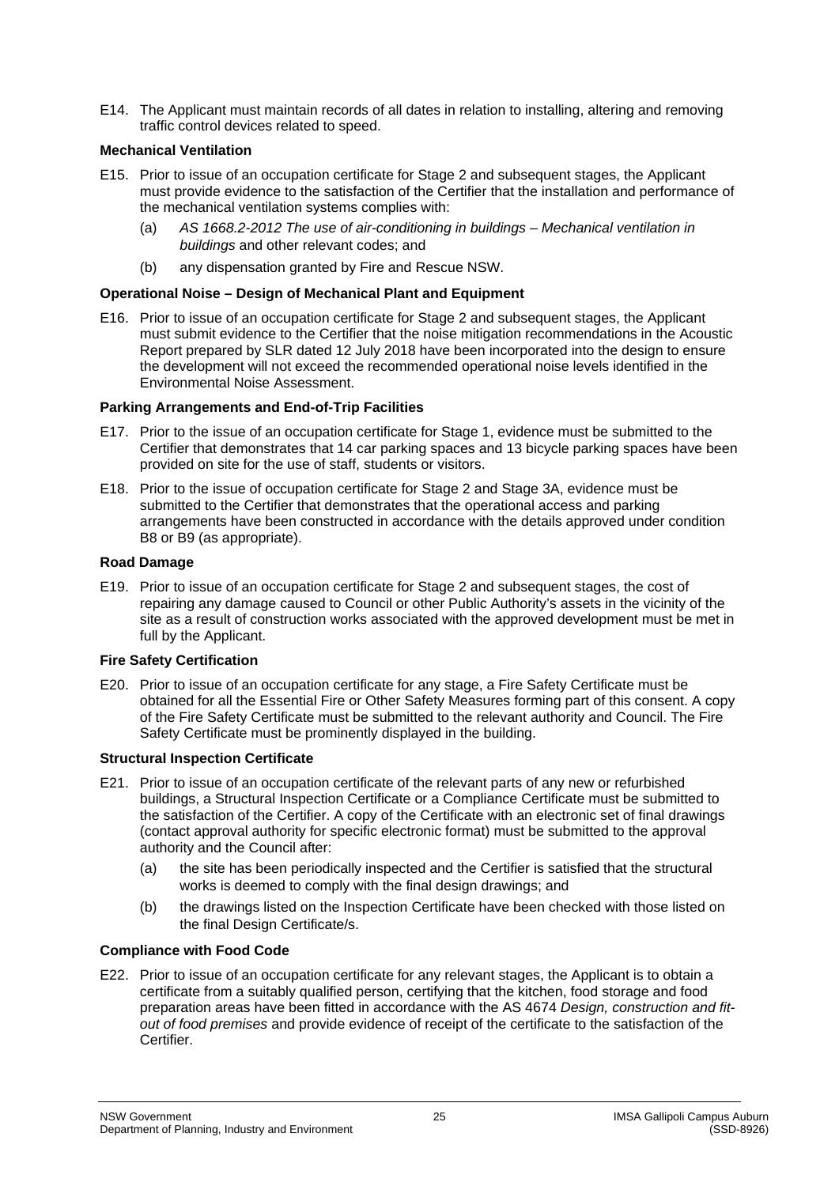E14. The Applicant must maintain records of all dates in relation to installing, altering and removing traffic control devices related to speed.

**Mechanical Ventilation**

E15. Prior to issue of an occupation certificate for Stage 2 and subsequent stages, the Applicant must provide evidence to the satisfaction of the Certifier that the installation and performance of the mechanical ventilation systems complies with:

- (a) *AS 1668.2-2012 The use of air-conditioning in buildings – Mechanical ventilation in buildings* and other relevant codes; and
- (b) any dispensation granted by Fire and Rescue NSW.

**Operational Noise – Design of Mechanical Plant and Equipment**

E16. Prior to issue of an occupation certificate for Stage 2 and subsequent stages, the Applicant must submit evidence to the Certifier that the noise mitigation recommendations in the Acoustic Report prepared by SLR dated 12 July 2018 have been incorporated into the design to ensure the development will not exceed the recommended operational noise levels identified in the Environmental Noise Assessment.

**Parking Arrangements and End-of-Trip Facilities**

E17. Prior to the issue of an occupation certificate for Stage 1, evidence must be submitted to the Certifier that demonstrates that 14 car parking spaces and 13 bicycle parking spaces have been provided on site for the use of staff, students or visitors.

E18. Prior to the issue of occupation certificate for Stage 2 and Stage 3A, evidence must be submitted to the Certifier that demonstrates that the operational access and parking arrangements have been constructed in accordance with the details approved under condition B8 or B9 (as appropriate).

**Road Damage**

E19. Prior to issue of an occupation certificate for Stage 2 and subsequent stages, the cost of repairing any damage caused to Council or other Public Authority's assets in the vicinity of the site as a result of construction works associated with the approved development must be met in full by the Applicant.

**Fire Safety Certification**

E20. Prior to issue of an occupation certificate for any stage, a Fire Safety Certificate must be obtained for all the Essential Fire or Other Safety Measures forming part of this consent. A copy of the Fire Safety Certificate must be submitted to the relevant authority and Council. The Fire Safety Certificate must be prominently displayed in the building.

**Structural Inspection Certificate**

E21. Prior to issue of an occupation certificate of the relevant parts of any new or refurbished buildings, a Structural Inspection Certificate or a Compliance Certificate must be submitted to the satisfaction of the Certifier. A copy of the Certificate with an electronic set of final drawings (contact approval authority for specific electronic format) must be submitted to the approval authority and the Council after:

- (a) the site has been periodically inspected and the Certifier is satisfied that the structural works is deemed to comply with the final design drawings; and
- (b) the drawings listed on the Inspection Certificate have been checked with those listed on the final Design Certificate/s.

**Compliance with Food Code**

E22. Prior to issue of an occupation certificate for any relevant stages, the Applicant is to obtain a certificate from a suitably qualified person, certifying that the kitchen, food storage and food preparation areas have been fitted in accordance with the AS 4674 *Design, construction and fit-out of food premises* and provide evidence of receipt of the certificate to the satisfaction of the Certifier.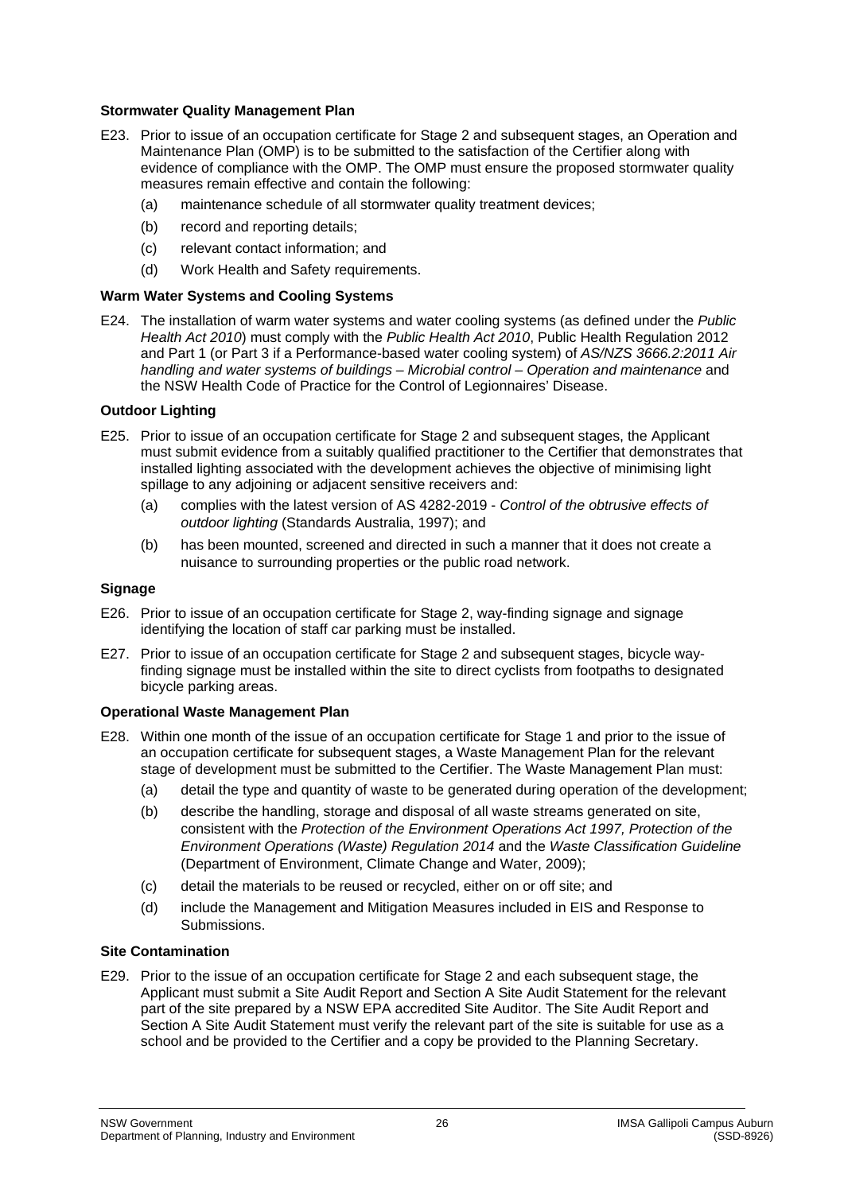**Stormwater Quality Management Plan**

E23. Prior to issue of an occupation certificate for Stage 2 and subsequent stages, an Operation and Maintenance Plan (OMP) is to be submitted to the satisfaction of the Certifier along with evidence of compliance with the OMP. The OMP must ensure the proposed stormwater quality measures remain effective and contain the following:

(a) maintenance schedule of all stormwater quality treatment devices;

(b) record and reporting details;

(c) relevant contact information; and

(d) Work Health and Safety requirements.

**Warm Water Systems and Cooling Systems**

E24. The installation of warm water systems and water cooling systems (as defined under the *Public Health Act 2010*) must comply with the *Public Health Act 2010*, Public Health Regulation 2012 and Part 1 (or Part 3 if a Performance-based water cooling system) of *AS/NZS 3666.2:2011 Air handling and water systems of buildings – Microbial control – Operation and maintenance* and the NSW Health Code of Practice for the Control of Legionnaires' Disease.

**Outdoor Lighting**

E25. Prior to issue of an occupation certificate for Stage 2 and subsequent stages, the Applicant must submit evidence from a suitably qualified practitioner to the Certifier that demonstrates that installed lighting associated with the development achieves the objective of minimising light spillage to any adjoining or adjacent sensitive receivers and:

(a) complies with the latest version of AS 4282-2019 - *Control of the obtrusive effects of outdoor lighting* (Standards Australia, 1997); and

(b) has been mounted, screened and directed in such a manner that it does not create a nuisance to surrounding properties or the public road network.

**Signage**

E26. Prior to issue of an occupation certificate for Stage 2, way-finding signage and signage identifying the location of staff car parking must be installed.

E27. Prior to issue of an occupation certificate for Stage 2 and subsequent stages, bicycle way-finding signage must be installed within the site to direct cyclists from footpaths to designated bicycle parking areas.

**Operational Waste Management Plan**

E28. Within one month of the issue of an occupation certificate for Stage 1 and prior to the issue of an occupation certificate for subsequent stages, a Waste Management Plan for the relevant stage of development must be submitted to the Certifier. The Waste Management Plan must:

(a) detail the type and quantity of waste to be generated during operation of the development;

(b) describe the handling, storage and disposal of all waste streams generated on site, consistent with the *Protection of the Environment Operations Act 1997, Protection of the Environment Operations (Waste) Regulation 2014* and the *Waste Classification Guideline* (Department of Environment, Climate Change and Water, 2009);

(c) detail the materials to be reused or recycled, either on or off site; and

(d) include the Management and Mitigation Measures included in EIS and Response to Submissions.

**Site Contamination**

E29. Prior to the issue of an occupation certificate for Stage 2 and each subsequent stage, the Applicant must submit a Site Audit Report and Section A Site Audit Statement for the relevant part of the site prepared by a NSW EPA accredited Site Auditor. The Site Audit Report and Section A Site Audit Statement must verify the relevant part of the site is suitable for use as a school and be provided to the Certifier and a copy be provided to the Planning Secretary.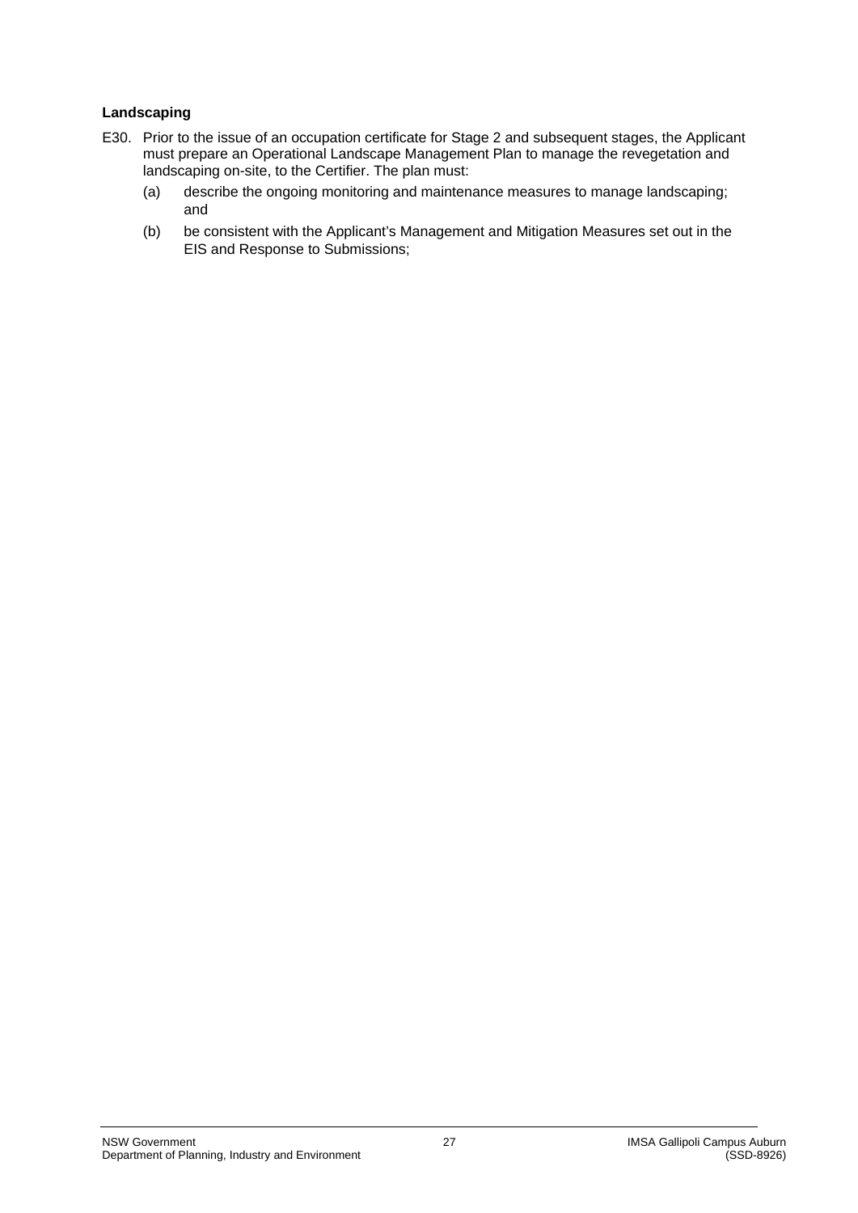**Landscaping**

E30. Prior to the issue of an occupation certificate for Stage 2 and subsequent stages, the Applicant must prepare an Operational Landscape Management Plan to manage the revegetation and landscaping on-site, to the Certifier. The plan must:

(a) describe the ongoing monitoring and maintenance measures to manage landscaping; and

(b) be consistent with the Applicant's Management and Mitigation Measures set out in the EIS and Response to Submissions;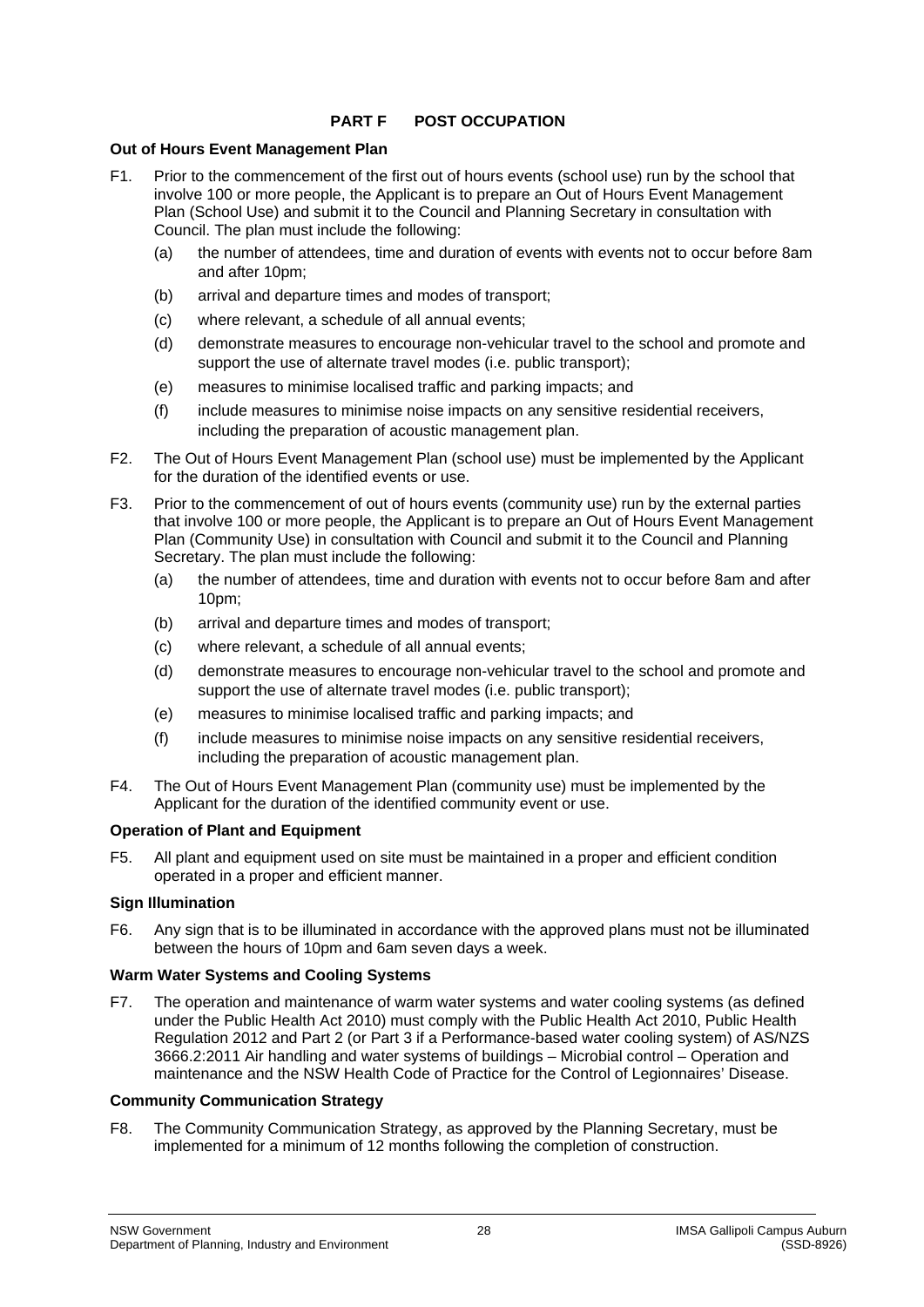## PART F POST OCCUPATION

**Out of Hours Event Management Plan**

F1. Prior to the commencement of the first out of hours events (school use) run by the school that involve 100 or more people, the Applicant is to prepare an Out of Hours Event Management Plan (School Use) and submit it to the Council and Planning Secretary in consultation with Council. The plan must include the following:

- (a) the number of attendees, time and duration of events with events not to occur before 8am and after 10pm;
- (b) arrival and departure times and modes of transport;
- (c) where relevant, a schedule of all annual events;
- (d) demonstrate measures to encourage non-vehicular travel to the school and promote and support the use of alternate travel modes (i.e. public transport);
- (e) measures to minimise localised traffic and parking impacts; and
- (f) include measures to minimise noise impacts on any sensitive residential receivers, including the preparation of acoustic management plan.

F2. The Out of Hours Event Management Plan (school use) must be implemented by the Applicant for the duration of the identified events or use.

F3. Prior to the commencement of out of hours events (community use) run by the external parties that involve 100 or more people, the Applicant is to prepare an Out of Hours Event Management Plan (Community Use) in consultation with Council and submit it to the Council and Planning Secretary. The plan must include the following:

- (a) the number of attendees, time and duration with events not to occur before 8am and after 10pm;
- (b) arrival and departure times and modes of transport;
- (c) where relevant, a schedule of all annual events;
- (d) demonstrate measures to encourage non-vehicular travel to the school and promote and support the use of alternate travel modes (i.e. public transport);
- (e) measures to minimise localised traffic and parking impacts; and
- (f) include measures to minimise noise impacts on any sensitive residential receivers, including the preparation of acoustic management plan.

F4. The Out of Hours Event Management Plan (community use) must be implemented by the Applicant for the duration of the identified community event or use.

**Operation of Plant and Equipment**

F5. All plant and equipment used on site must be maintained in a proper and efficient condition operated in a proper and efficient manner.

**Sign Illumination**

F6. Any sign that is to be illuminated in accordance with the approved plans must not be illuminated between the hours of 10pm and 6am seven days a week.

**Warm Water Systems and Cooling Systems**

F7. The operation and maintenance of warm water systems and water cooling systems (as defined under the Public Health Act 2010) must comply with the Public Health Act 2010, Public Health Regulation 2012 and Part 2 (or Part 3 if a Performance-based water cooling system) of AS/NZS 3666.2:2011 Air handling and water systems of buildings – Microbial control – Operation and maintenance and the NSW Health Code of Practice for the Control of Legionnaires' Disease.

**Community Communication Strategy**

F8. The Community Communication Strategy, as approved by the Planning Secretary, must be implemented for a minimum of 12 months following the completion of construction.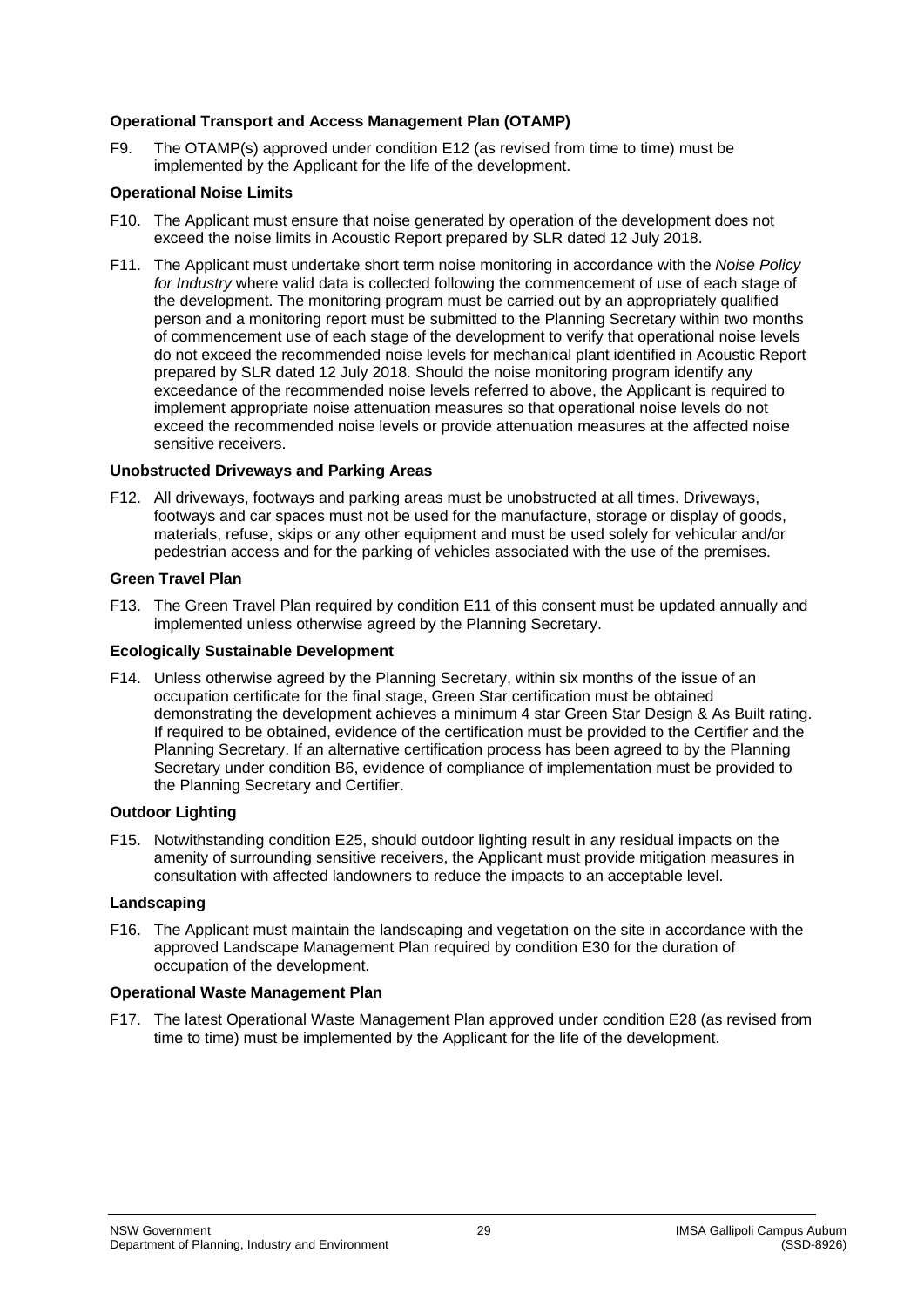**Operational Transport and Access Management Plan (OTAMP)**

F9. The OTAMP(s) approved under condition E12 (as revised from time to time) must be implemented by the Applicant for the life of the development.

**Operational Noise Limits**

F10. The Applicant must ensure that noise generated by operation of the development does not exceed the noise limits in Acoustic Report prepared by SLR dated 12 July 2018.

F11. The Applicant must undertake short term noise monitoring in accordance with the *Noise Policy for Industry* where valid data is collected following the commencement of use of each stage of the development. The monitoring program must be carried out by an appropriately qualified person and a monitoring report must be submitted to the Planning Secretary within two months of commencement use of each stage of the development to verify that operational noise levels do not exceed the recommended noise levels for mechanical plant identified in Acoustic Report prepared by SLR dated 12 July 2018. Should the noise monitoring program identify any exceedance of the recommended noise levels referred to above, the Applicant is required to implement appropriate noise attenuation measures so that operational noise levels do not exceed the recommended noise levels or provide attenuation measures at the affected noise sensitive receivers.

**Unobstructed Driveways and Parking Areas**

F12. All driveways, footways and parking areas must be unobstructed at all times. Driveways, footways and car spaces must not be used for the manufacture, storage or display of goods, materials, refuse, skips or any other equipment and must be used solely for vehicular and/or pedestrian access and for the parking of vehicles associated with the use of the premises.

**Green Travel Plan**

F13. The Green Travel Plan required by condition E11 of this consent must be updated annually and implemented unless otherwise agreed by the Planning Secretary.

**Ecologically Sustainable Development**

F14. Unless otherwise agreed by the Planning Secretary, within six months of the issue of an occupation certificate for the final stage, Green Star certification must be obtained demonstrating the development achieves a minimum 4 star Green Star Design & As Built rating. If required to be obtained, evidence of the certification must be provided to the Certifier and the Planning Secretary. If an alternative certification process has been agreed to by the Planning Secretary under condition B6, evidence of compliance of implementation must be provided to the Planning Secretary and Certifier.

**Outdoor Lighting**

F15. Notwithstanding condition E25, should outdoor lighting result in any residual impacts on the amenity of surrounding sensitive receivers, the Applicant must provide mitigation measures in consultation with affected landowners to reduce the impacts to an acceptable level.

**Landscaping**

F16. The Applicant must maintain the landscaping and vegetation on the site in accordance with the approved Landscape Management Plan required by condition E30 for the duration of occupation of the development.

**Operational Waste Management Plan**

F17. The latest Operational Waste Management Plan approved under condition E28 (as revised from time to time) must be implemented by the Applicant for the life of the development.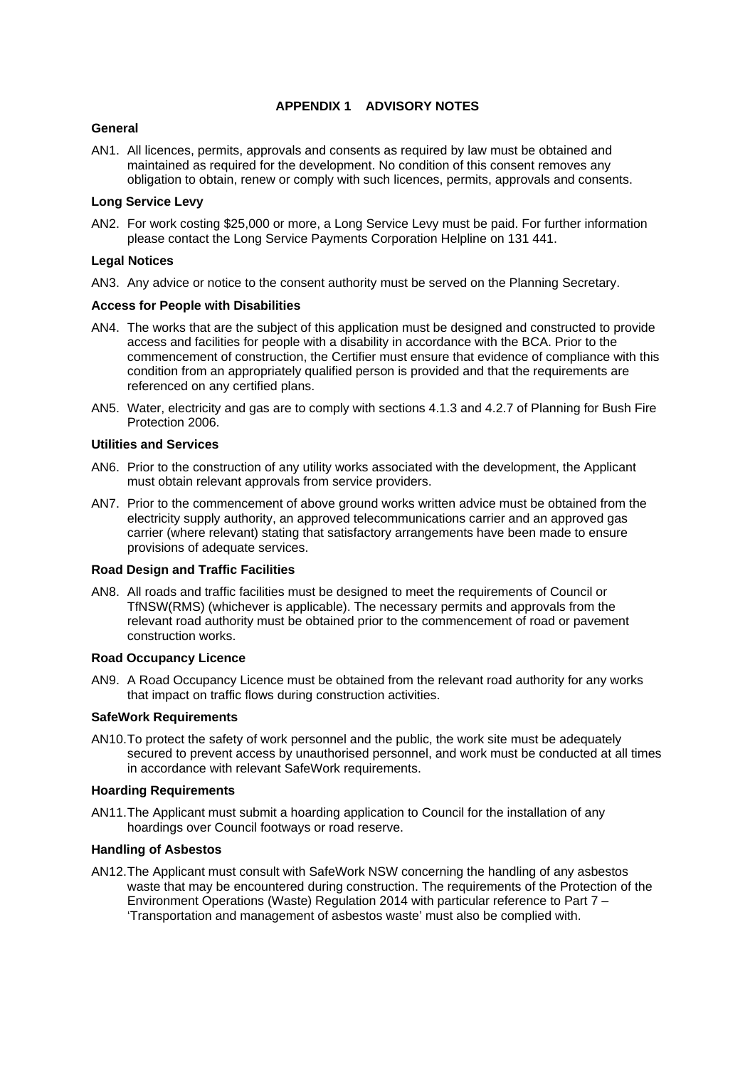## APPENDIX 1 ADVISORY NOTES

### General

AN1. All licences, permits, approvals and consents as required by law must be obtained and maintained as required for the development. No condition of this consent removes any obligation to obtain, renew or comply with such licences, permits, approvals and consents.

### Long Service Levy

AN2. For work costing $25,000 or more, a Long Service Levy must be paid. For further information please contact the Long Service Payments Corporation Helpline on 131 441.

### Legal Notices

AN3. Any advice or notice to the consent authority must be served on the Planning Secretary.

### Access for People with Disabilities

AN4. The works that are the subject of this application must be designed and constructed to provide access and facilities for people with a disability in accordance with the BCA. Prior to the commencement of construction, the Certifier must ensure that evidence of compliance with this condition from an appropriately qualified person is provided and that the requirements are referenced on any certified plans.

AN5. Water, electricity and gas are to comply with sections 4.1.3 and 4.2.7 of Planning for Bush Fire Protection 2006.

### Utilities and Services

AN6. Prior to the construction of any utility works associated with the development, the Applicant must obtain relevant approvals from service providers.

AN7. Prior to the commencement of above ground works written advice must be obtained from the electricity supply authority, an approved telecommunications carrier and an approved gas carrier (where relevant) stating that satisfactory arrangements have been made to ensure provisions of adequate services.

### Road Design and Traffic Facilities

AN8. All roads and traffic facilities must be designed to meet the requirements of Council or TfNSW(RMS) (whichever is applicable). The necessary permits and approvals from the relevant road authority must be obtained prior to the commencement of road or pavement construction works.

### Road Occupancy Licence

AN9. A Road Occupancy Licence must be obtained from the relevant road authority for any works that impact on traffic flows during construction activities.

### SafeWork Requirements

AN10. To protect the safety of work personnel and the public, the work site must be adequately secured to prevent access by unauthorised personnel, and work must be conducted at all times in accordance with relevant SafeWork requirements.

### Hoarding Requirements

AN11. The Applicant must submit a hoarding application to Council for the installation of any hoardings over Council footways or road reserve.

### Handling of Asbestos

AN12. The Applicant must consult with SafeWork NSW concerning the handling of any asbestos waste that may be encountered during construction. The requirements of the Protection of the Environment Operations (Waste) Regulation 2014 with particular reference to Part 7 – 'Transportation and management of asbestos waste' must also be complied with.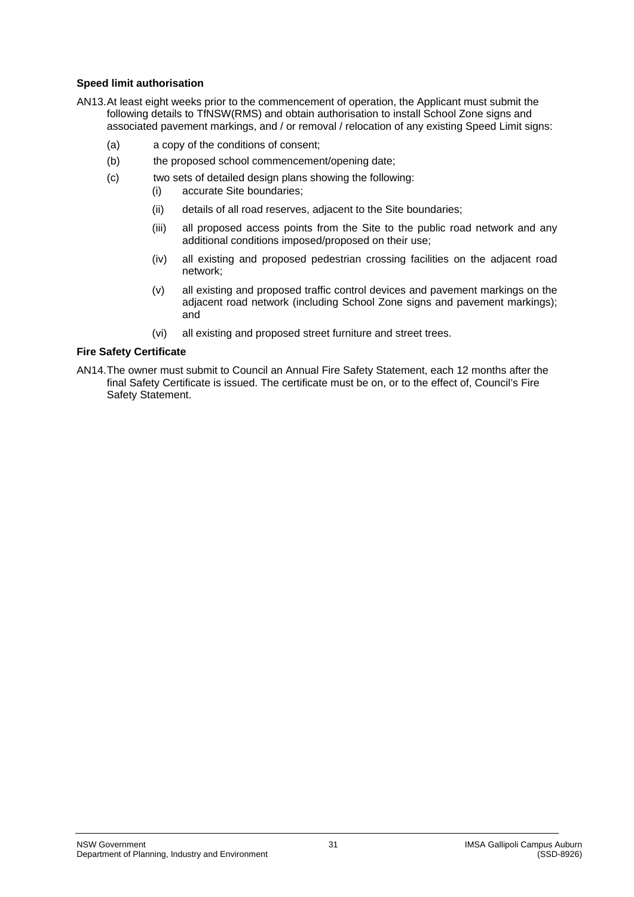**Speed limit authorisation**

AN13. At least eight weeks prior to the commencement of operation, the Applicant must submit the following details to TfNSW(RMS) and obtain authorisation to install School Zone signs and associated pavement markings, and / or removal / relocation of any existing Speed Limit signs:

(a) a copy of the conditions of consent;

(b) the proposed school commencement/opening date;

(c) two sets of detailed design plans showing the following:

  (i) accurate Site boundaries;

  (ii) details of all road reserves, adjacent to the Site boundaries;

  (iii) all proposed access points from the Site to the public road network and any additional conditions imposed/proposed on their use;

  (iv) all existing and proposed pedestrian crossing facilities on the adjacent road network;

  (v) all existing and proposed traffic control devices and pavement markings on the adjacent road network (including School Zone signs and pavement markings); and

  (vi) all existing and proposed street furniture and street trees.

**Fire Safety Certificate**

AN14. The owner must submit to Council an Annual Fire Safety Statement, each 12 months after the final Safety Certificate is issued. The certificate must be on, or to the effect of, Council's Fire Safety Statement.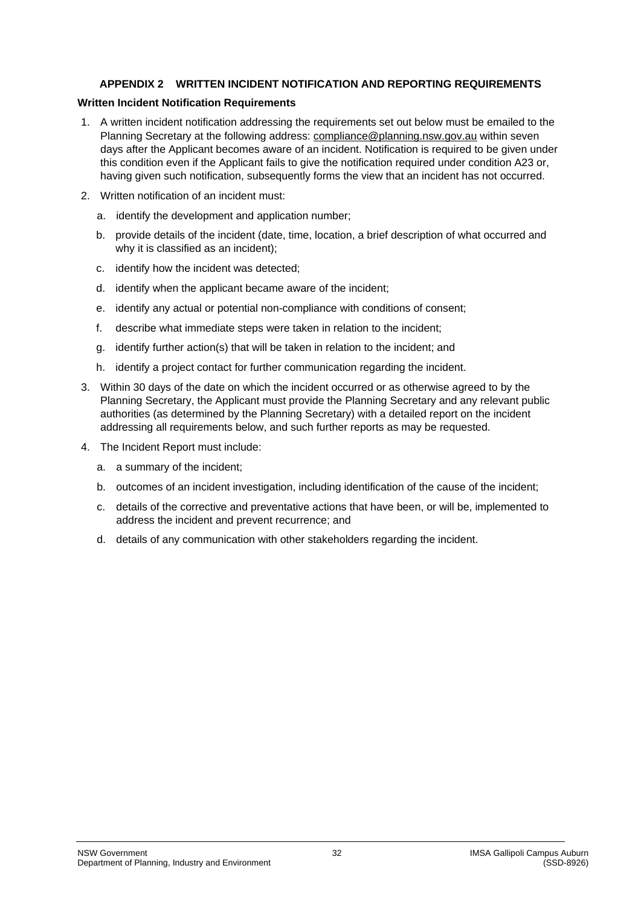## APPENDIX 2 WRITTEN INCIDENT NOTIFICATION AND REPORTING REQUIREMENTS

### Written Incident Notification Requirements

1. A written incident notification addressing the requirements set out below must be emailed to the Planning Secretary at the following address: compliance@planning.nsw.gov.au within seven days after the Applicant becomes aware of an incident. Notification is required to be given under this condition even if the Applicant fails to give the notification required under condition A23 or, having given such notification, subsequently forms the view that an incident has not occurred.
2. Written notification of an incident must:
   a. identify the development and application number;
   b. provide details of the incident (date, time, location, a brief description of what occurred and why it is classified as an incident);
   c. identify how the incident was detected;
   d. identify when the applicant became aware of the incident;
   e. identify any actual or potential non-compliance with conditions of consent;
   f. describe what immediate steps were taken in relation to the incident;
   g. identify further action(s) that will be taken in relation to the incident; and
   h. identify a project contact for further communication regarding the incident.
3. Within 30 days of the date on which the incident occurred or as otherwise agreed to by the Planning Secretary, the Applicant must provide the Planning Secretary and any relevant public authorities (as determined by the Planning Secretary) with a detailed report on the incident addressing all requirements below, and such further reports as may be requested.
4. The Incident Report must include:
   a. a summary of the incident;
   b. outcomes of an incident investigation, including identification of the cause of the incident;
   c. details of the corrective and preventative actions that have been, or will be, implemented to address the incident and prevent recurrence; and
   d. details of any communication with other stakeholders regarding the incident.